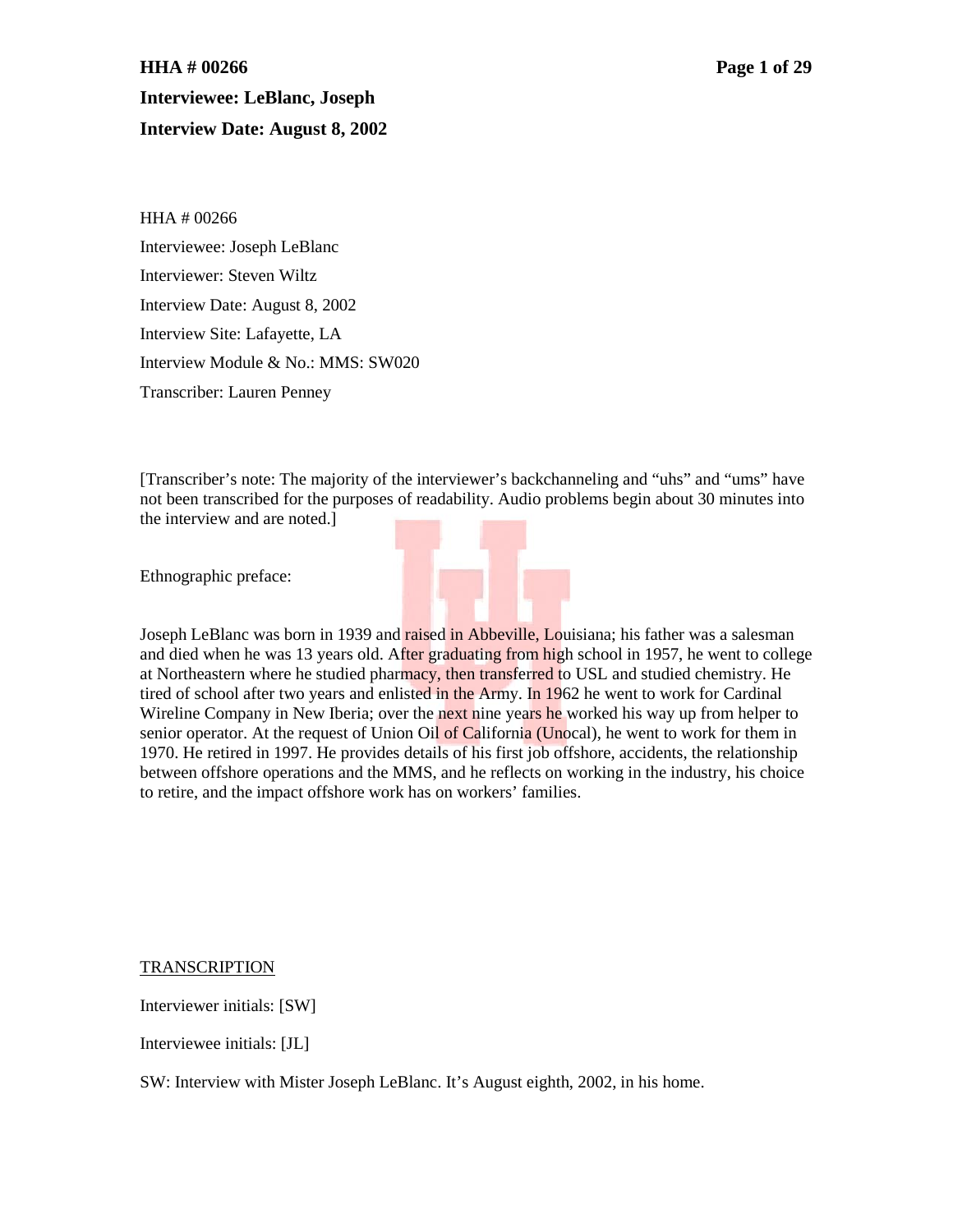**HHA # 00266**

**Interviewee: LeBlanc, Joseph**

**Interview Date: August 8, 2002**

HHA # 00266

Interviewee: Joseph LeBlanc

Interviewer: Steven Wiltz

Interview Date: August 8, 2002

Interview Site: Lafayette, LA

Interview Module & No.: MMS: SW020

Transcriber: Lauren Penney

[Transcriber's note: The majority of the interviewer's backchanneling and "uhs" and "ums" have not been transcribed for the purposes of readability. Audio problems begin about 30 minutes into the interview and are noted.]

Ethnographic preface:

Joseph LeBlanc was born in 1939 and raised in Abbeville, Louisiana; his father was a salesman and died when he was 13 years old. After graduating from high school in 1957, he went to college at Northeastern where he studied pharmacy, then transferred to USL and studied chemistry. He tired of school after two years and enlisted in the Army. In 1962 he went to work for Cardinal Wireline Company in New Iberia; over the next nine years he worked his way up from helper to senior operator. At the request of Union Oil of California (Unocal), he went to work for them in 1970. He retired in 1997. He provides details of his first job offshore, accidents, the relationship between offshore operations and the MMS, and he reflects on working in the industry, his choice to retire, and the impact offshore work has on workers' families.

TRANSCRIPTION

Interviewer initials: [SW]

Interviewee initials: [JL]

SW: Interview with Mister Joseph LeBlanc. It's August eighth, 2002, in his home.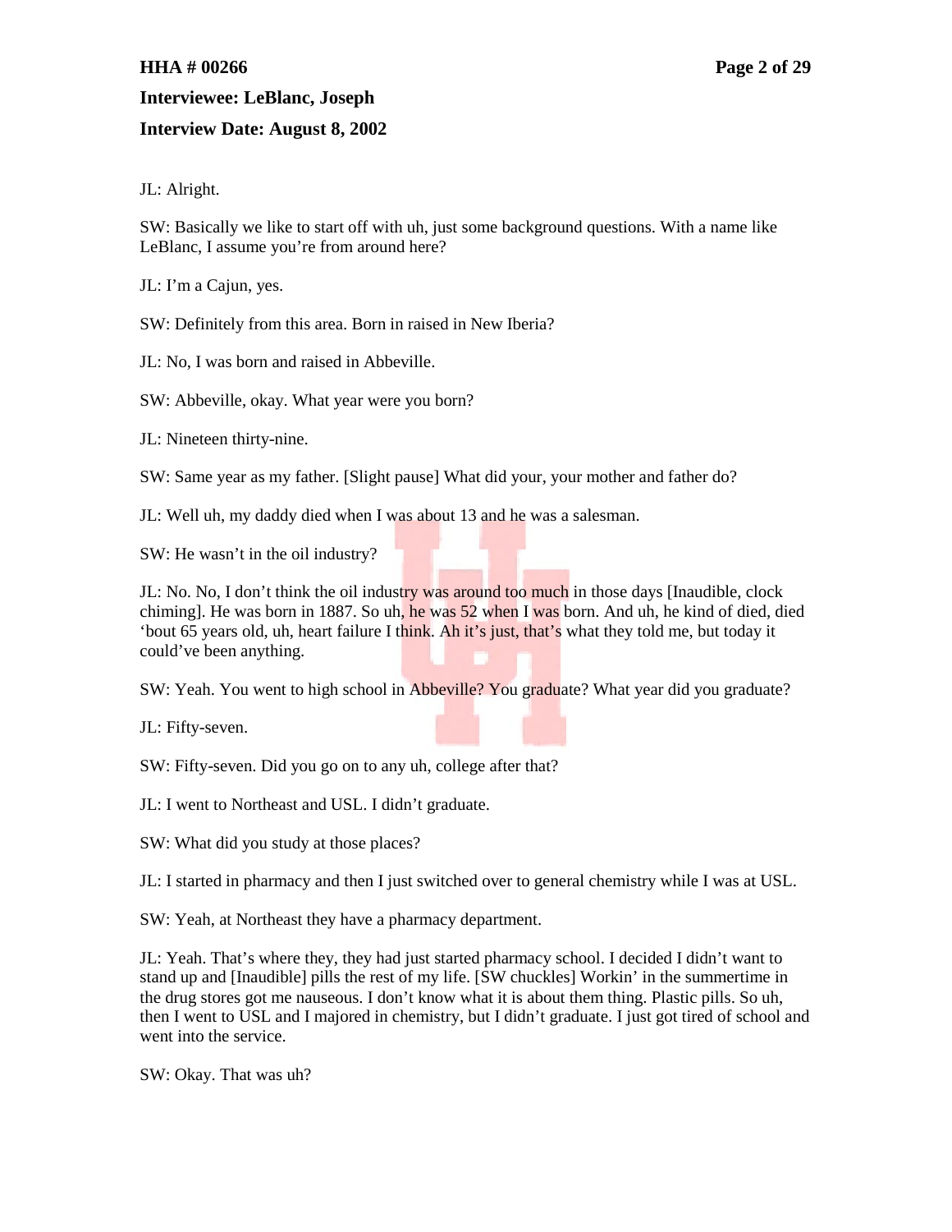JL: Alright.

SW: Basically we like to start off with uh, just some background questions. With a name like LeBlanc, I assume you're from around here?

JL: I'm a Cajun, yes.

SW: Definitely from this area. Born in raised in New Iberia?

JL: No, I was born and raised in Abbeville.

SW: Abbeville, okay. What year were you born?

JL: Nineteen thirty-nine.

SW: Same year as my father. [Slight pause] What did your, your mother and father do?

JL: Well uh, my daddy died when I was about 13 and he was a salesman.

SW: He wasn't in the oil industry?

JL: No. No, I don't think the oil industry was around too much in those days [Inaudible, clock chiming]. He was born in 1887. So uh, he was 52 when I was born. And uh, he kind of died, died 'bout 65 years old, uh, heart failure I think. Ah it's just, that's what they told me, but today it could've been anything.

SW: Yeah. You went to high school in Abbeville? You graduate? What year did you graduate?

JL: Fifty-seven.

SW: Fifty-seven. Did you go on to any uh, college after that?

JL: I went to Northeast and USL. I didn't graduate.

SW: What did you study at those places?

JL: I started in pharmacy and then I just switched over to general chemistry while I was at USL.

SW: Yeah, at Northeast they have a pharmacy department.

JL: Yeah. That's where they, they had just started pharmacy school. I decided I didn't want to stand up and [Inaudible] pills the rest of my life. [SW chuckles] Workin' in the summertime in the drug stores got me nauseous. I don't know what it is about them thing. Plastic pills. So uh, then I went to USL and I majored in chemistry, but I didn't graduate. I just got tired of school and went into the service.

SW: Okay. That was uh?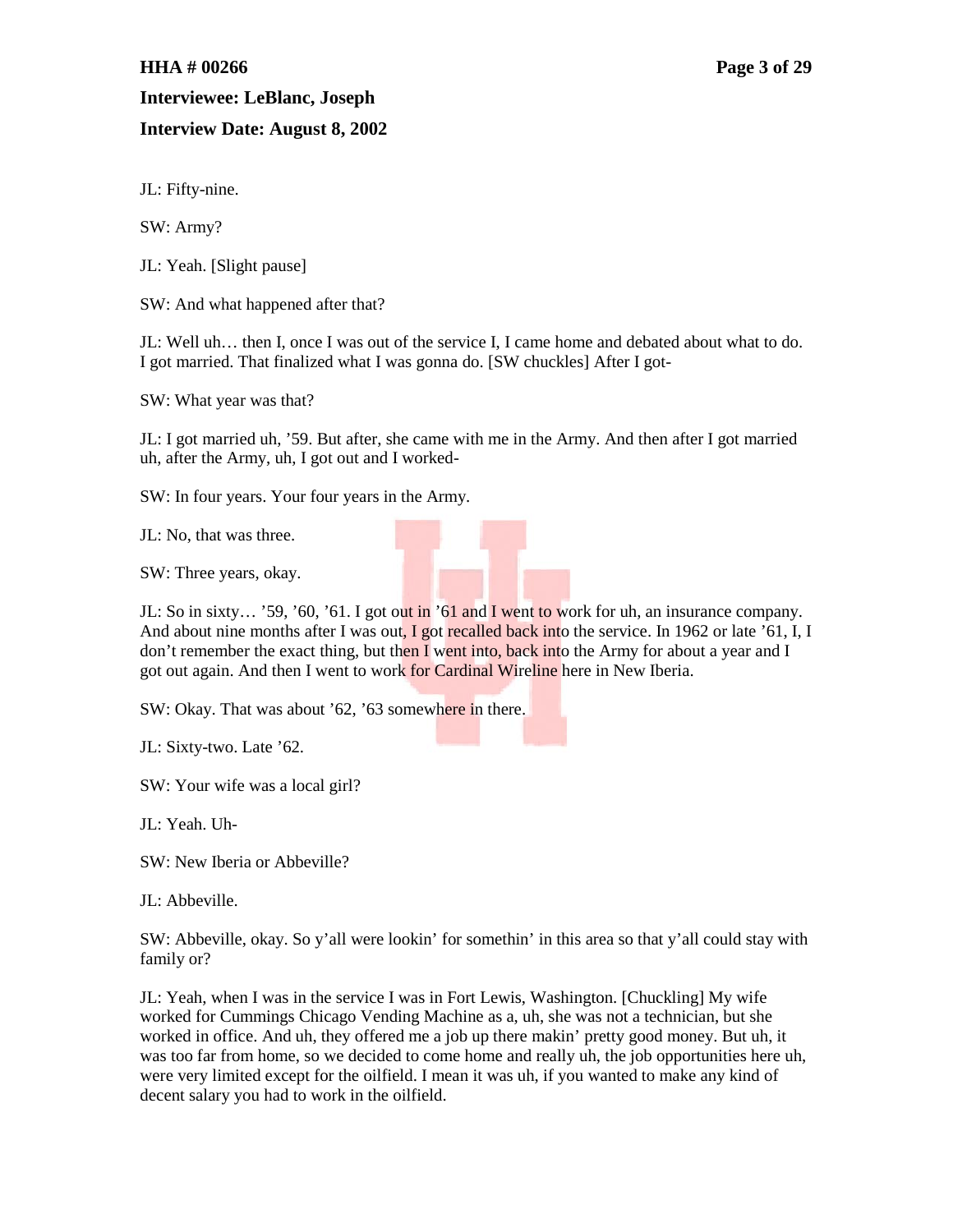JL: Fifty-nine.

SW: Army?

JL: Yeah. [Slight pause]

SW: And what happened after that?

JL: Well uh… then I, once I was out of the service I, I came home and debated about what to do. I got married. That finalized what I was gonna do. [SW chuckles] After I got-

SW: What year was that?

JL: I got married uh, '59. But after, she came with me in the Army. And then after I got married uh, after the Army, uh, I got out and I worked-

SW: In four years. Your four years in the Army.

JL: No, that was three.

SW: Three years, okay.

JL: So in sixty… '59, '60, '61. I got out in '61 and I went to work for uh, an insurance company. And about nine months after I was out, I got recalled back into the service. In 1962 or late '61, I, I don't remember the exact thing, but then I went into, back into the Army for about a year and I got out again. And then I went to work for Cardinal Wireline here in New Iberia.

SW: Okay. That was about '62, '63 somewhere in there.

JL: Sixty-two. Late '62.

SW: Your wife was a local girl?

JL: Yeah. Uh-

SW: New Iberia or Abbeville?

JL: Abbeville.

SW: Abbeville, okay. So y'all were lookin' for somethin' in this area so that y'all could stay with family or?

JL: Yeah, when I was in the service I was in Fort Lewis, Washington. [Chuckling] My wife worked for Cummings Chicago Vending Machine as a, uh, she was not a technician, but she worked in office. And uh, they offered me a job up there makin' pretty good money. But uh, it was too far from home, so we decided to come home and really uh, the job opportunities here uh, were very limited except for the oilfield. I mean it was uh, if you wanted to make any kind of decent salary you had to work in the oilfield.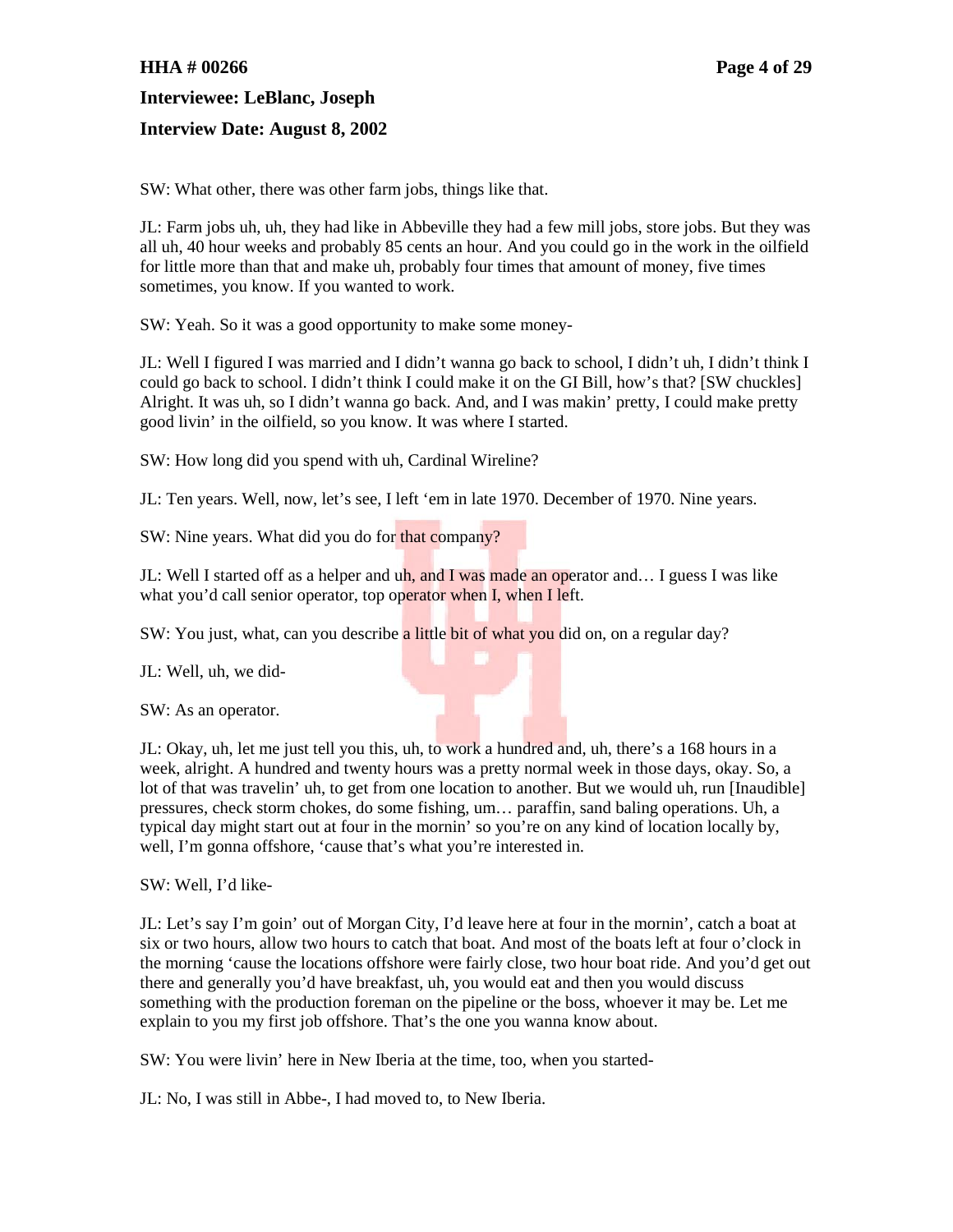SW: What other, there was other farm jobs, things like that.

JL: Farm jobs uh, uh, they had like in Abbeville they had a few mill jobs, store jobs. But they was all uh, 40 hour weeks and probably 85 cents an hour. And you could go in the work in the oilfield for little more than that and make uh, probably four times that amount of money, five times sometimes, you know. If you wanted to work.

SW: Yeah. So it was a good opportunity to make some money-

JL: Well I figured I was married and I didn't wanna go back to school, I didn't uh, I didn't think I could go back to school. I didn't think I could make it on the GI Bill, how's that? [SW chuckles] Alright. It was uh, so I didn't wanna go back. And, and I was makin' pretty, I could make pretty good livin' in the oilfield, so you know. It was where I started.

SW: How long did you spend with uh, Cardinal Wireline?

JL: Ten years. Well, now, let's see, I left 'em in late 1970. December of 1970. Nine years.

SW: Nine years. What did you do for that company?

JL: Well I started off as a helper and uh, and I was made an operator and… I guess I was like what you'd call senior operator, top operator when I, when I left.

SW: You just, what, can you describe a little bit of what you did on, on a regular day?

JL: Well, uh, we did-

SW: As an operator.

JL: Okay, uh, let me just tell you this, uh, to work a hundred and, uh, there's a 168 hours in a week, alright. A hundred and twenty hours was a pretty normal week in those days, okay. So, a lot of that was travelin' uh, to get from one location to another. But we would uh, run [Inaudible] pressures, check storm chokes, do some fishing, um… paraffin, sand baling operations. Uh, a typical day might start out at four in the mornin' so you're on any kind of location locally by, well, I'm gonna offshore, 'cause that's what you're interested in.

SW: Well, I'd like-

JL: Let's say I'm goin' out of Morgan City, I'd leave here at four in the mornin', catch a boat at six or two hours, allow two hours to catch that boat. And most of the boats left at four o'clock in the morning 'cause the locations offshore were fairly close, two hour boat ride. And you'd get out there and generally you'd have breakfast, uh, you would eat and then you would discuss something with the production foreman on the pipeline or the boss, whoever it may be. Let me explain to you my first job offshore. That's the one you wanna know about.

SW: You were livin' here in New Iberia at the time, too, when you started-

JL: No, I was still in Abbe-, I had moved to, to New Iberia.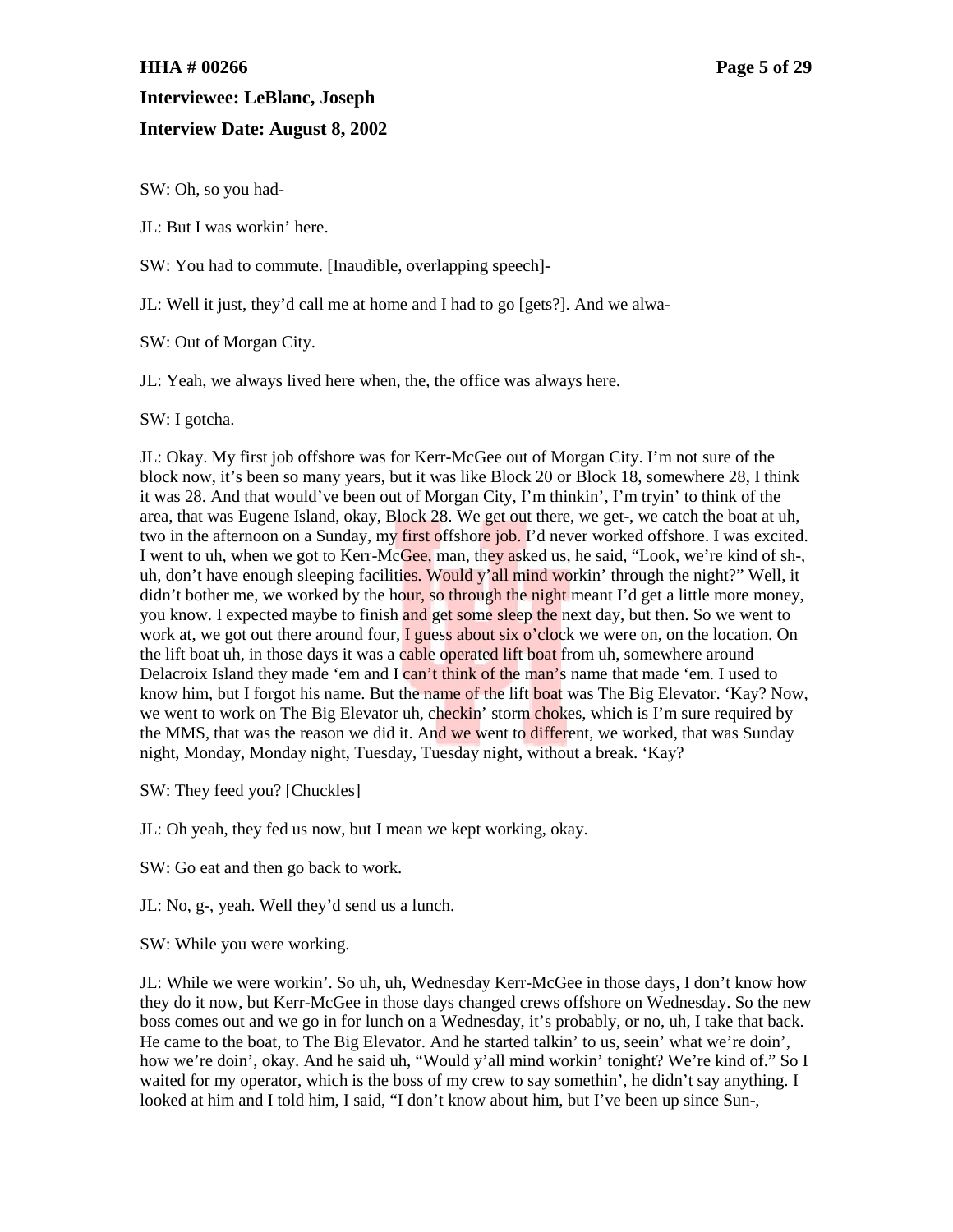SW: Oh, so you had-

JL: But I was workin' here.

SW: You had to commute. [Inaudible, overlapping speech]-

JL: Well it just, they'd call me at home and I had to go [gets?]. And we alwa-

SW: Out of Morgan City.

JL: Yeah, we always lived here when, the, the office was always here.

SW: I gotcha.

JL: Okay. My first job offshore was for Kerr-McGee out of Morgan City. I'm not sure of the block now, it's been so many years, but it was like Block 20 or Block 18, somewhere 28, I think it was 28. And that would've been out of Morgan City, I'm thinkin', I'm tryin' to think of the area, that was Eugene Island, okay, Block 28. We get out there, we get-, we catch the boat at uh, two in the afternoon on a Sunday, my first offshore job. I'd never worked offshore. I was excited. I went to uh, when we got to Kerr-McGee, man, they asked us, he said, "Look, we're kind of sh-, uh, don't have enough sleeping facilities. Would y'all mind workin' through the night?" Well, it didn't bother me, we worked by the hour, so through the night meant I'd get a little more money, you know. I expected maybe to finish and get some sleep the next day, but then. So we went to work at, we got out there around four, I guess about six o'clock we were on, on the location. On the lift boat uh, in those days it was a cable operated lift boat from uh, somewhere around Delacroix Island they made 'em and I can't think of the man's name that made 'em. I used to know him, but I forgot his name. But the name of the lift boat was The Big Elevator. 'Kay? Now, we went to work on The Big Elevator uh, checkin' storm chokes, which is I'm sure required by the MMS, that was the reason we did it. And we went to different, we worked, that was Sunday night, Monday, Monday night, Tuesday, Tuesday night, without a break. 'Kay?

SW: They feed you? [Chuckles]

JL: Oh yeah, they fed us now, but I mean we kept working, okay.

SW: Go eat and then go back to work.

JL: No, g-, yeah. Well they'd send us a lunch.

SW: While you were working.

JL: While we were workin'. So uh, uh, Wednesday Kerr-McGee in those days, I don't know how they do it now, but Kerr-McGee in those days changed crews offshore on Wednesday. So the new boss comes out and we go in for lunch on a Wednesday, it's probably, or no, uh, I take that back. He came to the boat, to The Big Elevator. And he started talkin' to us, seein' what we're doin', how we're doin', okay. And he said uh, "Would y'all mind workin' tonight? We're kind of." So I waited for my operator, which is the boss of my crew to say somethin', he didn't say anything. I looked at him and I told him, I said, "I don't know about him, but I've been up since Sun-,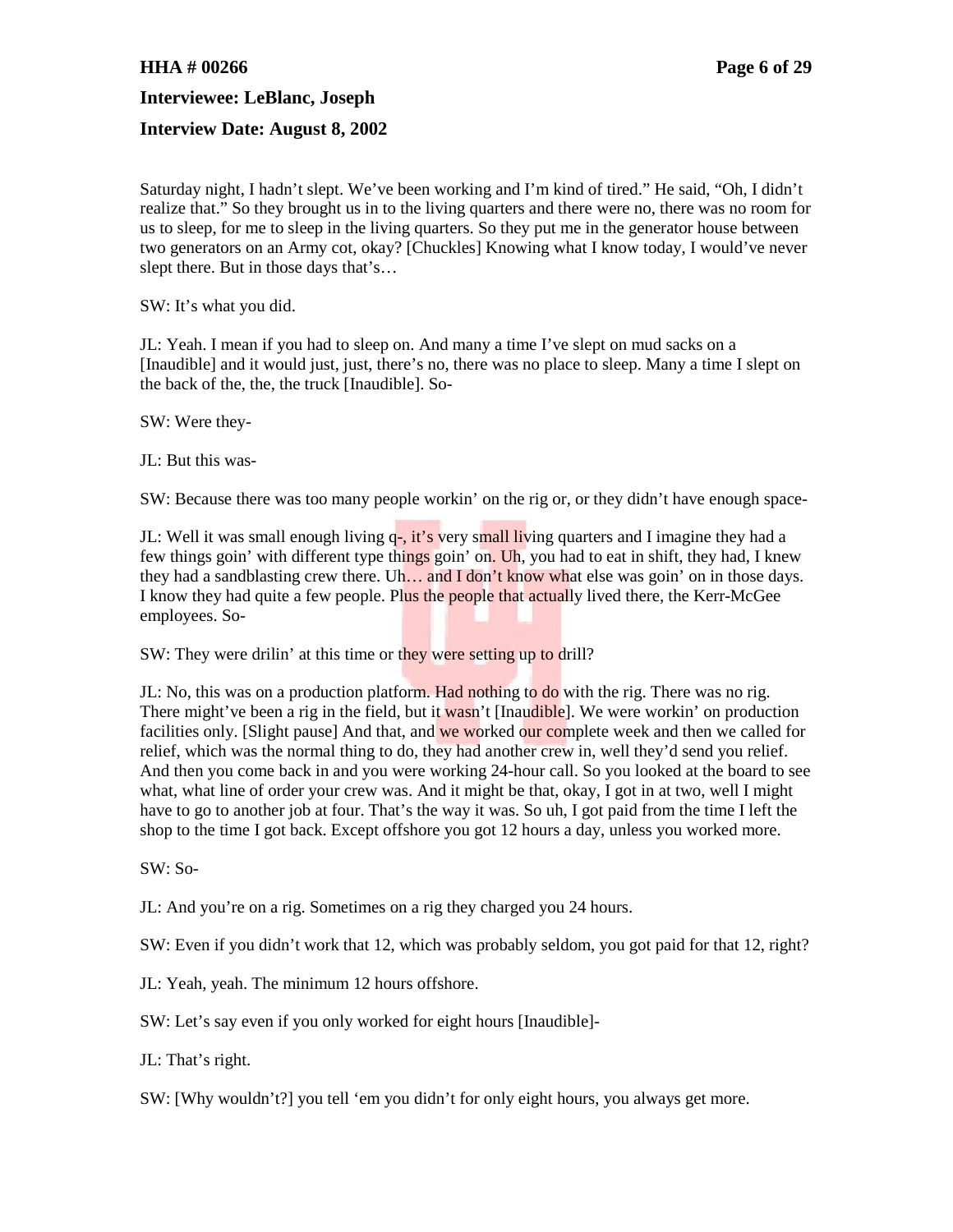Saturday night, I hadn't slept. We've been working and I'm kind of tired." He said, "Oh, I didn't realize that." So they brought us in to the living quarters and there were no, there was no room for us to sleep, for me to sleep in the living quarters. So they put me in the generator house between two generators on an Army cot, okay? [Chuckles] Knowing what I know today, I would've never slept there. But in those days that's…

SW: It's what you did.

JL: Yeah. I mean if you had to sleep on. And many a time I've slept on mud sacks on a [Inaudible] and it would just, just, there's no, there was no place to sleep. Many a time I slept on the back of the, the, the truck [Inaudible]. So-

SW: Were they-

JL: But this was-

SW: Because there was too many people workin' on the rig or, or they didn't have enough space-

JL: Well it was small enough living q-, it's very small living quarters and I imagine they had a few things goin' with different type things goin' on. Uh, you had to eat in shift, they had, I knew they had a sandblasting crew there. Uh… and I don't know what else was goin' on in those days. I know they had quite a few people. Plus the people that actually lived there, the Kerr-McGee employees. So-

SW: They were drilin' at this time or they were setting up to drill?

JL: No, this was on a production platform. Had nothing to do with the rig. There was no rig. There might've been a rig in the field, but it wasn't [Inaudible]. We were workin' on production facilities only. [Slight pause] And that, and we worked our complete week and then we called for relief, which was the normal thing to do, they had another crew in, well they'd send you relief. And then you come back in and you were working 24-hour call. So you looked at the board to see what, what line of order your crew was. And it might be that, okay, I got in at two, well I might have to go to another job at four. That's the way it was. So uh, I got paid from the time I left the shop to the time I got back. Except offshore you got 12 hours a day, unless you worked more.

SW: So-

JL: And you're on a rig. Sometimes on a rig they charged you 24 hours.

SW: Even if you didn't work that 12, which was probably seldom, you got paid for that 12, right?

JL: Yeah, yeah. The minimum 12 hours offshore.

SW: Let's say even if you only worked for eight hours [Inaudible]-

JL: That's right.

SW: [Why wouldn't?] you tell 'em you didn't for only eight hours, you always get more.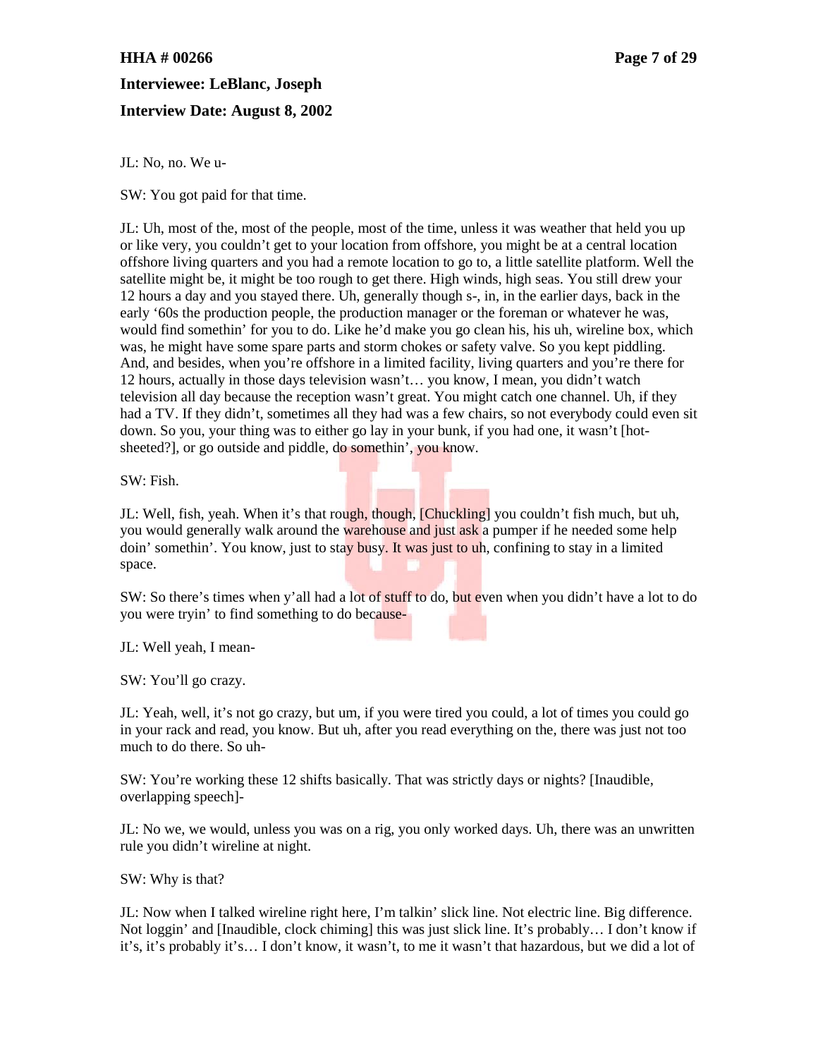JL: No, no. We u-

SW: You got paid for that time.

JL: Uh, most of the, most of the people, most of the time, unless it was weather that held you up or like very, you couldn't get to your location from offshore, you might be at a central location offshore living quarters and you had a remote location to go to, a little satellite platform. Well the satellite might be, it might be too rough to get there. High winds, high seas. You still drew your 12 hours a day and you stayed there. Uh, generally though s-, in, in the earlier days, back in the early '60s the production people, the production manager or the foreman or whatever he was, would find somethin' for you to do. Like he'd make you go clean his, his uh, wireline box, which was, he might have some spare parts and storm chokes or safety valve. So you kept piddling. And, and besides, when you're offshore in a limited facility, living quarters and you're there for 12 hours, actually in those days television wasn't… you know, I mean, you didn't watch television all day because the reception wasn't great. You might catch one channel. Uh, if they had a TV. If they didn't, sometimes all they had was a few chairs, so not everybody could even sit down. So you, your thing was to either go lay in your bunk, if you had one, it wasn't [hot-sheeted?], or go outside and piddle, do somethin', you know.

SW: Fish.

JL: Well, fish, yeah. When it's that rough, though, [Chuckling] you couldn't fish much, but uh, you would generally walk around the warehouse and just ask a pumper if he needed some help doin' somethin'. You know, just to stay busy. It was just to uh, confining to stay in a limited space.

SW: So there's times when y'all had a lot of stuff to do, but even when you didn't have a lot to do you were tryin' to find something to do because-

JL: Well yeah, I mean-

SW: You'll go crazy.

JL: Yeah, well, it's not go crazy, but um, if you were tired you could, a lot of times you could go in your rack and read, you know. But uh, after you read everything on the, there was just not too much to do there. So uh-

SW: You're working these 12 shifts basically. That was strictly days or nights? [Inaudible, overlapping speech]-

JL: No we, we would, unless you was on a rig, you only worked days. Uh, there was an unwritten rule you didn't wireline at night.

SW: Why is that?

JL: Now when I talked wireline right here, I'm talkin' slick line. Not electric line. Big difference. Not loggin' and [Inaudible, clock chiming] this was just slick line. It's probably… I don't know if it's, it's probably it's… I don't know, it wasn't, to me it wasn't that hazardous, but we did a lot of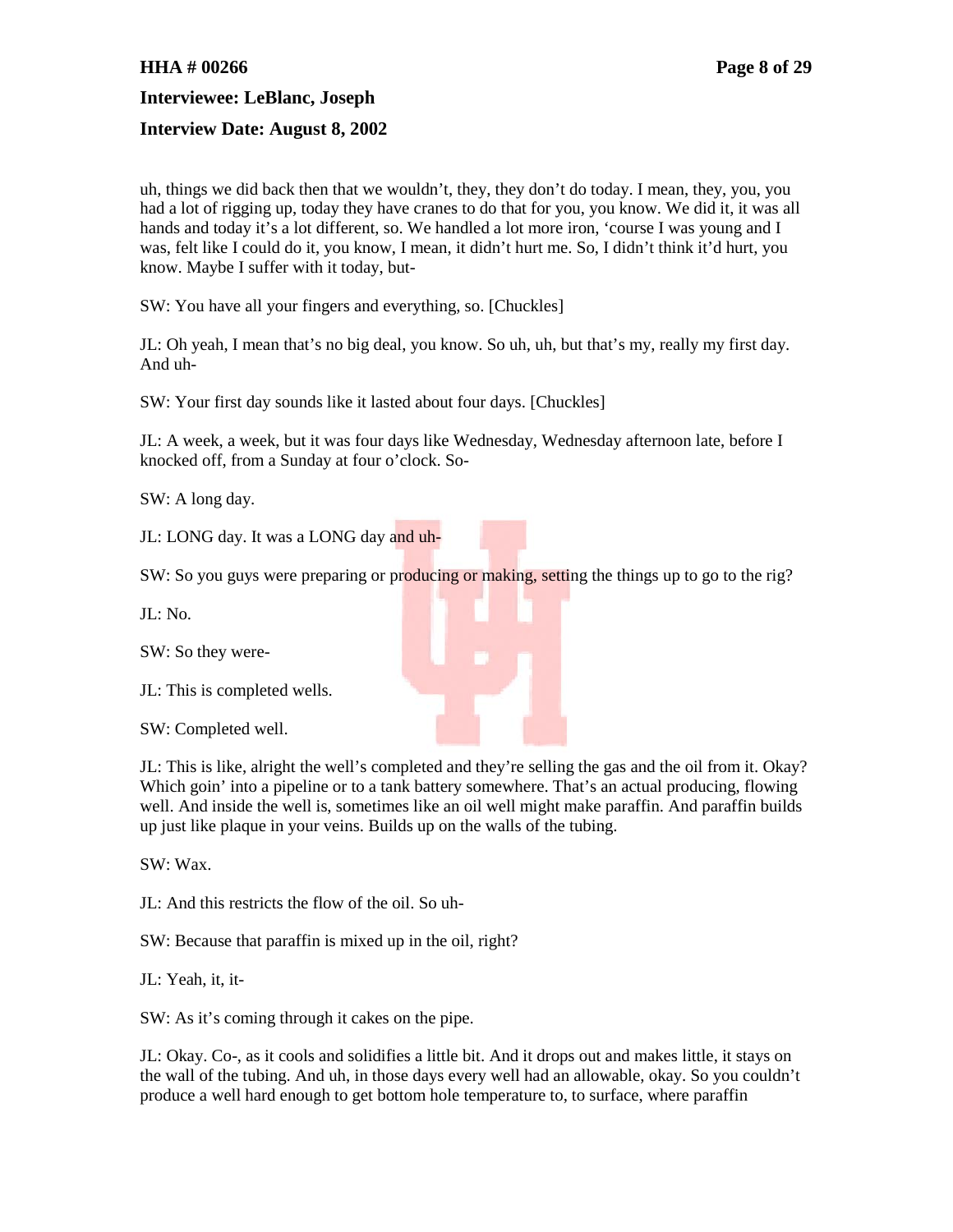uh, things we did back then that we wouldn't, they, they don't do today. I mean, they, you, you had a lot of rigging up, today they have cranes to do that for you, you know. We did it, it was all hands and today it's a lot different, so. We handled a lot more iron, 'course I was young and I was, felt like I could do it, you know, I mean, it didn't hurt me. So, I didn't think it'd hurt, you know. Maybe I suffer with it today, but-

SW: You have all your fingers and everything, so. [Chuckles]

JL: Oh yeah, I mean that's no big deal, you know. So uh, uh, but that's my, really my first day. And uh-

SW: Your first day sounds like it lasted about four days. [Chuckles]

JL: A week, a week, but it was four days like Wednesday, Wednesday afternoon late, before I knocked off, from a Sunday at four o'clock. So-

SW: A long day.

JL: LONG day. It was a LONG day and uh-

SW: So you guys were preparing or producing or making, setting the things up to go to the rig?

JL: No.

SW: So they were-

JL: This is completed wells.

SW: Completed well.

JL: This is like, alright the well's completed and they're selling the gas and the oil from it. Okay? Which goin' into a pipeline or to a tank battery somewhere. That's an actual producing, flowing well. And inside the well is, sometimes like an oil well might make paraffin. And paraffin builds up just like plaque in your veins. Builds up on the walls of the tubing.

SW: Wax.

JL: And this restricts the flow of the oil. So uh-

SW: Because that paraffin is mixed up in the oil, right?

JL: Yeah, it, it-

SW: As it's coming through it cakes on the pipe.

JL: Okay. Co-, as it cools and solidifies a little bit. And it drops out and makes little, it stays on the wall of the tubing. And uh, in those days every well had an allowable, okay. So you couldn't produce a well hard enough to get bottom hole temperature to, to surface, where paraffin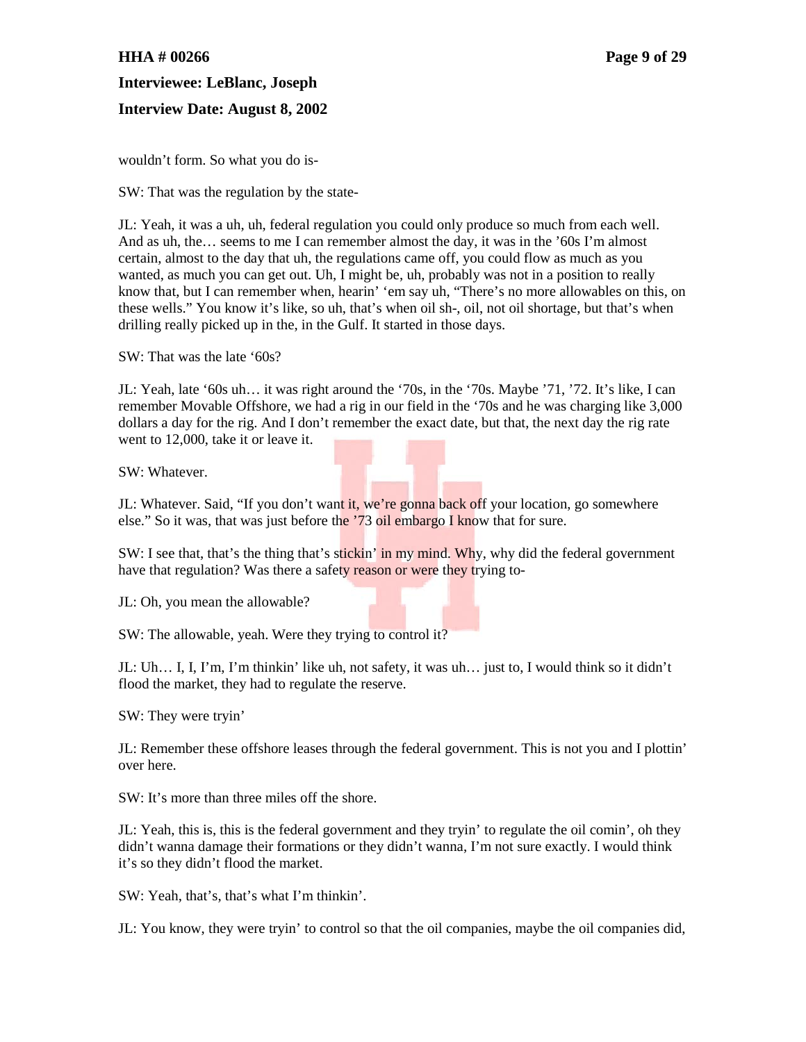wouldn't form. So what you do is-

SW: That was the regulation by the state-

JL: Yeah, it was a uh, uh, federal regulation you could only produce so much from each well. And as uh, the… seems to me I can remember almost the day, it was in the '60s I'm almost certain, almost to the day that uh, the regulations came off, you could flow as much as you wanted, as much you can get out. Uh, I might be, uh, probably was not in a position to really know that, but I can remember when, hearin' 'em say uh, "There's no more allowables on this, on these wells." You know it's like, so uh, that's when oil sh-, oil, not oil shortage, but that's when drilling really picked up in the, in the Gulf. It started in those days.

SW: That was the late '60s?

JL: Yeah, late '60s uh… it was right around the '70s, in the '70s. Maybe '71, '72. It's like, I can remember Movable Offshore, we had a rig in our field in the '70s and he was charging like 3,000 dollars a day for the rig. And I don't remember the exact date, but that, the next day the rig rate went to 12,000, take it or leave it.

SW: Whatever.

JL: Whatever. Said, "If you don't want it, we're gonna back off your location, go somewhere else." So it was, that was just before the '73 oil embargo I know that for sure.

SW: I see that, that's the thing that's stickin' in my mind. Why, why did the federal government have that regulation? Was there a safety reason or were they trying to-

JL: Oh, you mean the allowable?

SW: The allowable, yeah. Were they trying to control it?

JL: Uh… I, I, I'm, I'm thinkin' like uh, not safety, it was uh… just to, I would think so it didn't flood the market, they had to regulate the reserve.

SW: They were tryin'

JL: Remember these offshore leases through the federal government. This is not you and I plottin' over here.

SW: It's more than three miles off the shore.

JL: Yeah, this is, this is the federal government and they tryin' to regulate the oil comin', oh they didn't wanna damage their formations or they didn't wanna, I'm not sure exactly. I would think it's so they didn't flood the market.

SW: Yeah, that's, that's what I'm thinkin'.

JL: You know, they were tryin' to control so that the oil companies, maybe the oil companies did,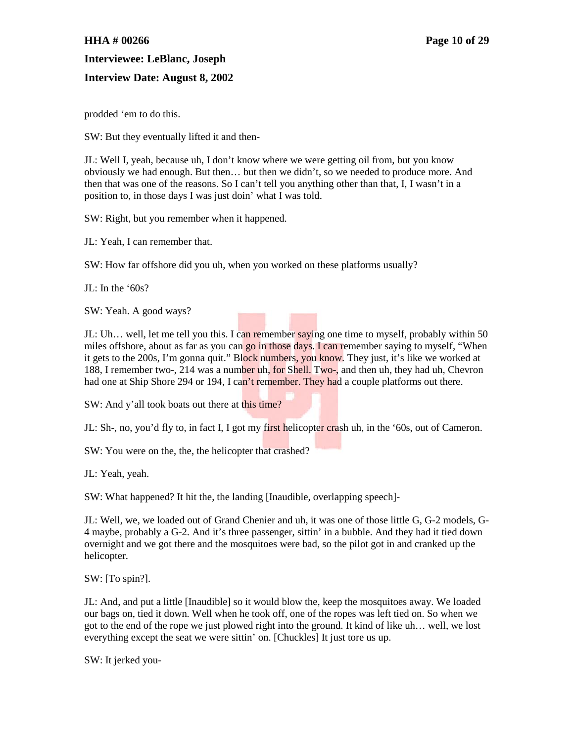prodded 'em to do this.

SW: But they eventually lifted it and then-

JL: Well I, yeah, because uh, I don't know where we were getting oil from, but you know obviously we had enough. But then… but then we didn't, so we needed to produce more. And then that was one of the reasons. So I can't tell you anything other than that, I, I wasn't in a position to, in those days I was just doin' what I was told.

SW: Right, but you remember when it happened.

JL: Yeah, I can remember that.

SW: How far offshore did you uh, when you worked on these platforms usually?

JL: In the '60s?

SW: Yeah. A good ways?

JL: Uh… well, let me tell you this. I can remember saying one time to myself, probably within 50 miles offshore, about as far as you can go in those days. I can remember saying to myself, "When it gets to the 200s, I'm gonna quit." Block numbers, you know. They just, it's like we worked at 188, I remember two-, 214 was a number uh, for Shell. Two-, and then uh, they had uh, Chevron had one at Ship Shore 294 or 194, I can't remember. They had a couple platforms out there.

SW: And y'all took boats out there at this time?

JL: Sh-, no, you'd fly to, in fact I, I got my first helicopter crash uh, in the '60s, out of Cameron.

SW: You were on the, the, the helicopter that crashed?

JL: Yeah, yeah.

SW: What happened? It hit the, the landing [Inaudible, overlapping speech]-

JL: Well, we, we loaded out of Grand Chenier and uh, it was one of those little G, G-2 models, G-4 maybe, probably a G-2. And it's three passenger, sittin' in a bubble. And they had it tied down overnight and we got there and the mosquitoes were bad, so the pilot got in and cranked up the helicopter.

SW: [To spin?].

JL: And, and put a little [Inaudible] so it would blow the, keep the mosquitoes away. We loaded our bags on, tied it down. Well when he took off, one of the ropes was left tied on. So when we got to the end of the rope we just plowed right into the ground. It kind of like uh… well, we lost everything except the seat we were sittin' on. [Chuckles] It just tore us up.

SW: It jerked you-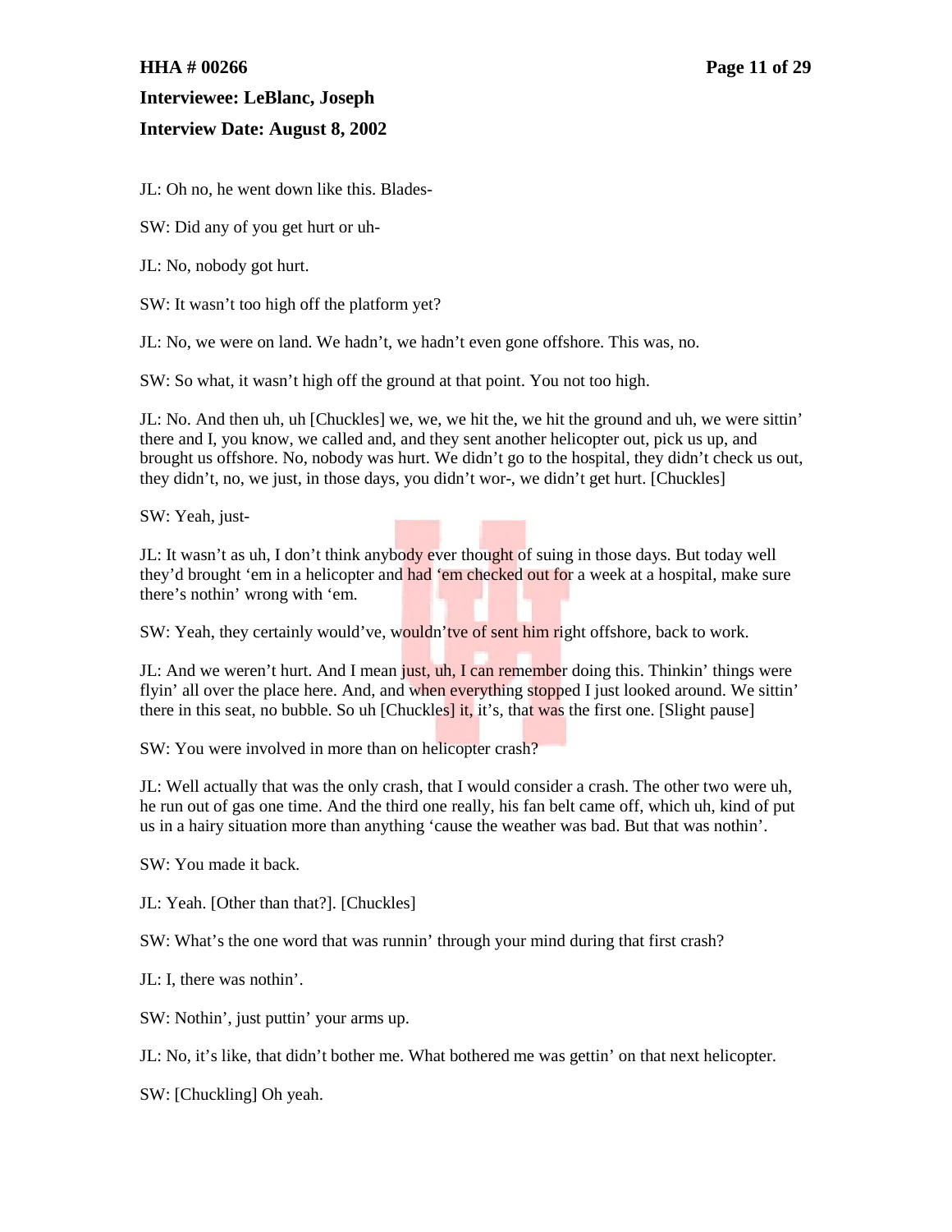JL: Oh no, he went down like this. Blades-

SW: Did any of you get hurt or uh-

JL: No, nobody got hurt.

SW: It wasn't too high off the platform yet?

JL: No, we were on land. We hadn't, we hadn't even gone offshore. This was, no.

SW: So what, it wasn't high off the ground at that point. You not too high.

JL: No. And then uh, uh [Chuckles] we, we, we hit the, we hit the ground and uh, we were sittin' there and I, you know, we called and, and they sent another helicopter out, pick us up, and brought us offshore. No, nobody was hurt. We didn't go to the hospital, they didn't check us out, they didn't, no, we just, in those days, you didn't wor-, we didn't get hurt. [Chuckles]

SW: Yeah, just-

JL: It wasn't as uh, I don't think anybody ever thought of suing in those days. But today well they'd brought 'em in a helicopter and had 'em checked out for a week at a hospital, make sure there's nothin' wrong with 'em.

SW: Yeah, they certainly would've, wouldn'tve of sent him right offshore, back to work.

JL: And we weren't hurt. And I mean just, uh, I can remember doing this. Thinkin' things were flyin' all over the place here. And, and when everything stopped I just looked around. We sittin' there in this seat, no bubble. So uh [Chuckles] it, it's, that was the first one. [Slight pause]

SW: You were involved in more than on helicopter crash?

JL: Well actually that was the only crash, that I would consider a crash. The other two were uh, he run out of gas one time. And the third one really, his fan belt came off, which uh, kind of put us in a hairy situation more than anything 'cause the weather was bad. But that was nothin'.

SW: You made it back.

JL: Yeah. [Other than that?]. [Chuckles]

SW: What's the one word that was runnin' through your mind during that first crash?

JL: I, there was nothin'.

SW: Nothin', just puttin' your arms up.

JL: No, it's like, that didn't bother me. What bothered me was gettin' on that next helicopter.

SW: [Chuckling] Oh yeah.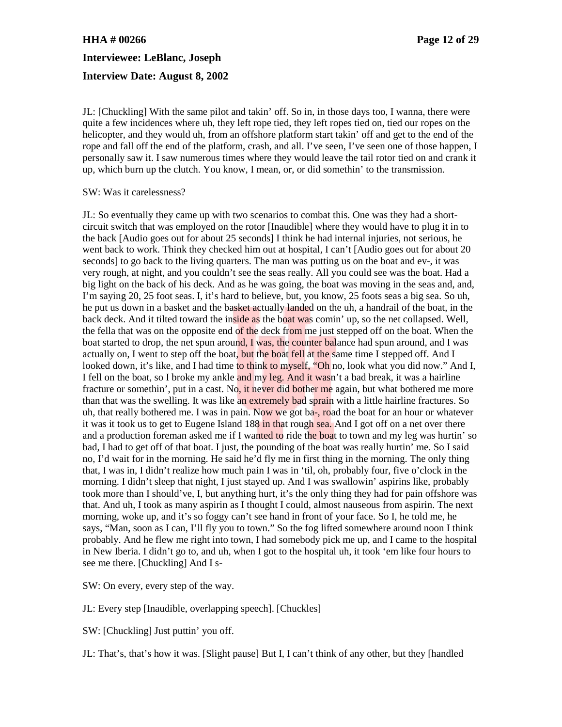JL: [Chuckling] With the same pilot and takin' off. So in, in those days too, I wanna, there were quite a few incidences where uh, they left rope tied, they left ropes tied on, tied our ropes on the helicopter, and they would uh, from an offshore platform start takin' off and get to the end of the rope and fall off the end of the platform, crash, and all. I've seen, I've seen one of those happen, I personally saw it. I saw numerous times where they would leave the tail rotor tied on and crank it up, which burn up the clutch. You know, I mean, or, or did somethin' to the transmission.

SW: Was it carelessness?

JL: So eventually they came up with two scenarios to combat this. One was they had a short-circuit switch that was employed on the rotor [Inaudible] where they would have to plug it in to the back [Audio goes out for about 25 seconds] I think he had internal injuries, not serious, he went back to work. Think they checked him out at hospital, I can't [Audio goes out for about 20 seconds] to go back to the living quarters. The man was putting us on the boat and ev-, it was very rough, at night, and you couldn't see the seas really. All you could see was the boat. Had a big light on the back of his deck. And as he was going, the boat was moving in the seas and, and, I'm saying 20, 25 foot seas. I, it's hard to believe, but, you know, 25 foots seas a big sea. So uh, he put us down in a basket and the basket actually landed on the uh, a handrail of the boat, in the back deck. And it tilted toward the inside as the boat was comin' up, so the net collapsed. Well, the fella that was on the opposite end of the deck from me just stepped off on the boat. When the boat started to drop, the net spun around, I was, the counter balance had spun around, and I was actually on, I went to step off the boat, but the boat fell at the same time I stepped off. And I looked down, it's like, and I had time to think to myself, "Oh no, look what you did now." And I, I fell on the boat, so I broke my ankle and my leg. And it wasn't a bad break, it was a hairline fracture or somethin', put in a cast. No, it never did bother me again, but what bothered me more than that was the swelling. It was like an extremely bad sprain with a little hairline fractures. So uh, that really bothered me. I was in pain. Now we got ba-, road the boat for an hour or whatever it was it took us to get to Eugene Island 188 in that rough sea. And I got off on a net over there and a production foreman asked me if I wanted to ride the boat to town and my leg was hurtin' so bad, I had to get off of that boat. I just, the pounding of the boat was really hurtin' me. So I said no, I'd wait for in the morning. He said he'd fly me in first thing in the morning. The only thing that, I was in, I didn't realize how much pain I was in 'til, oh, probably four, five o'clock in the morning. I didn't sleep that night, I just stayed up. And I was swallowin' aspirins like, probably took more than I should've, I, but anything hurt, it's the only thing they had for pain offshore was that. And uh, I took as many aspirin as I thought I could, almost nauseous from aspirin. The next morning, woke up, and it's so foggy can't see hand in front of your face. So I, he told me, he says, "Man, soon as I can, I'll fly you to town." So the fog lifted somewhere around noon I think probably. And he flew me right into town, I had somebody pick me up, and I came to the hospital in New Iberia. I didn't go to, and uh, when I got to the hospital uh, it took 'em like four hours to see me there. [Chuckling] And I s-

SW: On every, every step of the way.

JL: Every step [Inaudible, overlapping speech]. [Chuckles]

SW: [Chuckling] Just puttin' you off.

JL: That's, that's how it was. [Slight pause] But I, I can't think of any other, but they [handled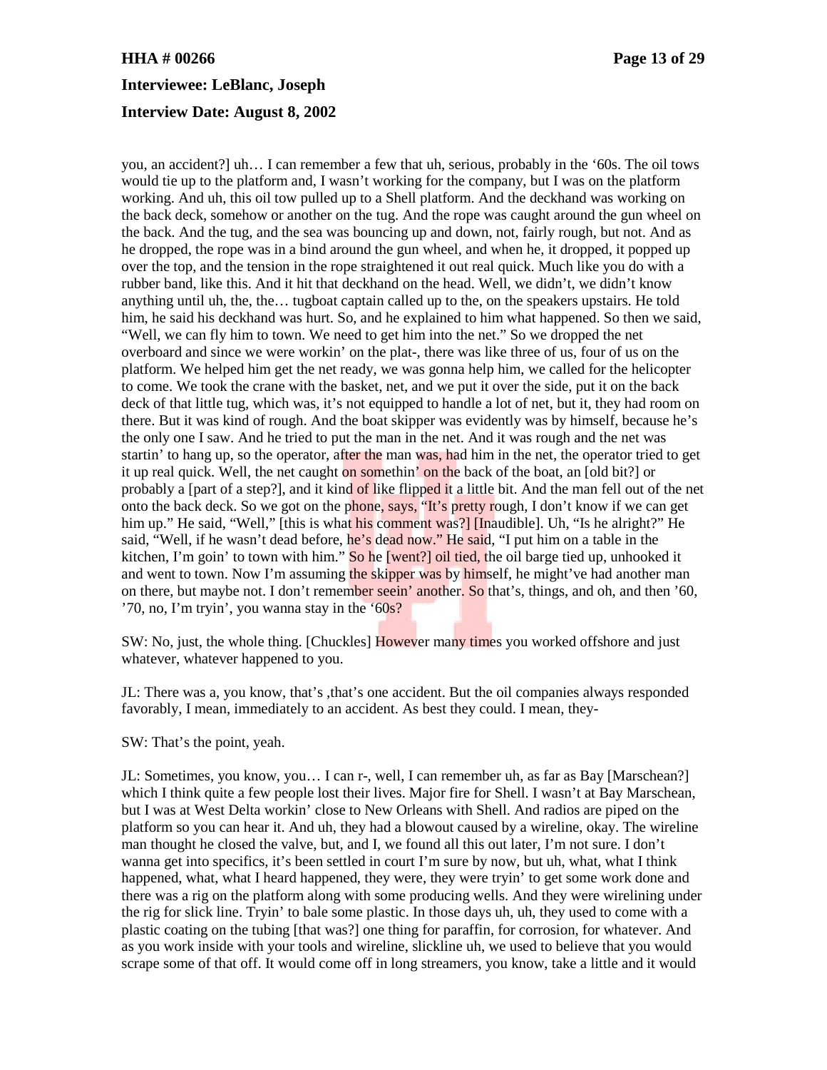you, an accident?] uh… I can remember a few that uh, serious, probably in the '60s. The oil tows would tie up to the platform and, I wasn't working for the company, but I was on the platform working. And uh, this oil tow pulled up to a Shell platform. And the deckhand was working on the back deck, somehow or another on the tug. And the rope was caught around the gun wheel on the back. And the tug, and the sea was bouncing up and down, not, fairly rough, but not. And as he dropped, the rope was in a bind around the gun wheel, and when he, it dropped, it popped up over the top, and the tension in the rope straightened it out real quick. Much like you do with a rubber band, like this. And it hit that deckhand on the head. Well, we didn't, we didn't know anything until uh, the, the… tugboat captain called up to the, on the speakers upstairs. He told him, he said his deckhand was hurt. So, and he explained to him what happened. So then we said, "Well, we can fly him to town. We need to get him into the net." So we dropped the net overboard and since we were workin' on the plat-, there was like three of us, four of us on the platform. We helped him get the net ready, we was gonna help him, we called for the helicopter to come. We took the crane with the basket, net, and we put it over the side, put it on the back deck of that little tug, which was, it's not equipped to handle a lot of net, but it, they had room on there. But it was kind of rough. And the boat skipper was evidently was by himself, because he's the only one I saw. And he tried to put the man in the net. And it was rough and the net was startin' to hang up, so the operator, after the man was, had him in the net, the operator tried to get it up real quick. Well, the net caught on somethin' on the back of the boat, an [old bit?] or probably a [part of a step?], and it kind of like flipped it a little bit. And the man fell out of the net onto the back deck. So we got on the phone, says, "It's pretty rough, I don't know if we can get him up." He said, "Well," [this is what his comment was?] [Inaudible]. Uh, "Is he alright?" He said, "Well, if he wasn't dead before, he's dead now." He said, "I put him on a table in the kitchen, I'm goin' to town with him." So he [went?] oil tied, the oil barge tied up, unhooked it and went to town. Now I'm assuming the skipper was by himself, he might've had another man on there, but maybe not. I don't remember seein' another. So that's, things, and oh, and then '60, '70, no, I'm tryin', you wanna stay in the '60s?

SW: No, just, the whole thing. [Chuckles] However many times you worked offshore and just whatever, whatever happened to you.

JL: There was a, you know, that's ,that's one accident. But the oil companies always responded favorably, I mean, immediately to an accident. As best they could. I mean, they-

SW: That's the point, yeah.

JL: Sometimes, you know, you… I can r-, well, I can remember uh, as far as Bay [Marschean?] which I think quite a few people lost their lives. Major fire for Shell. I wasn't at Bay Marschean, but I was at West Delta workin' close to New Orleans with Shell. And radios are piped on the platform so you can hear it. And uh, they had a blowout caused by a wireline, okay. The wireline man thought he closed the valve, but, and I, we found all this out later, I'm not sure. I don't wanna get into specifics, it's been settled in court I'm sure by now, but uh, what, what I think happened, what, what I heard happened, they were, they were tryin' to get some work done and there was a rig on the platform along with some producing wells. And they were wirelining under the rig for slick line. Tryin' to bale some plastic. In those days uh, uh, they used to come with a plastic coating on the tubing [that was?] one thing for paraffin, for corrosion, for whatever. And as you work inside with your tools and wireline, slickline uh, we used to believe that you would scrape some of that off. It would come off in long streamers, you know, take a little and it would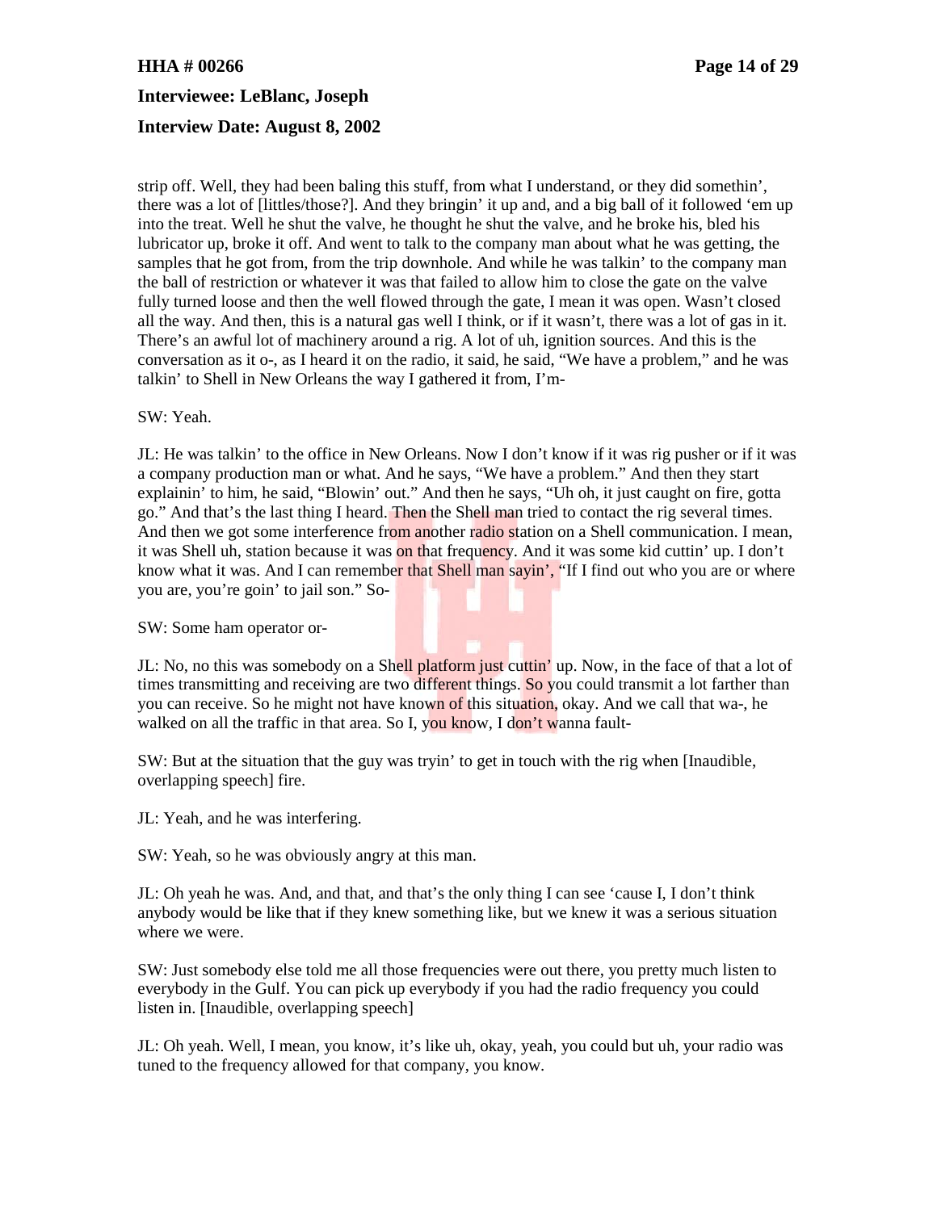strip off. Well, they had been baling this stuff, from what I understand, or they did somethin', there was a lot of [littles/those?]. And they bringin' it up and, and a big ball of it followed 'em up into the treat. Well he shut the valve, he thought he shut the valve, and he broke his, bled his lubricator up, broke it off. And went to talk to the company man about what he was getting, the samples that he got from, from the trip downhole. And while he was talkin' to the company man the ball of restriction or whatever it was that failed to allow him to close the gate on the valve fully turned loose and then the well flowed through the gate, I mean it was open. Wasn't closed all the way. And then, this is a natural gas well I think, or if it wasn't, there was a lot of gas in it. There's an awful lot of machinery around a rig. A lot of uh, ignition sources. And this is the conversation as it o-, as I heard it on the radio, it said, he said, "We have a problem," and he was talkin' to Shell in New Orleans the way I gathered it from, I'm-

SW: Yeah.

JL: He was talkin' to the office in New Orleans. Now I don't know if it was rig pusher or if it was a company production man or what. And he says, "We have a problem." And then they start explainin' to him, he said, "Blowin' out." And then he says, "Uh oh, it just caught on fire, gotta go." And that's the last thing I heard. Then the Shell man tried to contact the rig several times. And then we got some interference from another radio station on a Shell communication. I mean, it was Shell uh, station because it was on that frequency. And it was some kid cuttin' up. I don't know what it was. And I can remember that Shell man sayin', "If I find out who you are or where you are, you're goin' to jail son." So-

SW: Some ham operator or-

JL: No, no this was somebody on a Shell platform just cuttin' up. Now, in the face of that a lot of times transmitting and receiving are two different things. So you could transmit a lot farther than you can receive. So he might not have known of this situation, okay. And we call that wa-, he walked on all the traffic in that area. So I, you know, I don't wanna fault-

SW: But at the situation that the guy was tryin' to get in touch with the rig when [Inaudible, overlapping speech] fire.

JL: Yeah, and he was interfering.

SW: Yeah, so he was obviously angry at this man.

JL: Oh yeah he was. And, and that, and that's the only thing I can see 'cause I, I don't think anybody would be like that if they knew something like, but we knew it was a serious situation where we were.

SW: Just somebody else told me all those frequencies were out there, you pretty much listen to everybody in the Gulf. You can pick up everybody if you had the radio frequency you could listen in. [Inaudible, overlapping speech]

JL: Oh yeah. Well, I mean, you know, it's like uh, okay, yeah, you could but uh, your radio was tuned to the frequency allowed for that company, you know.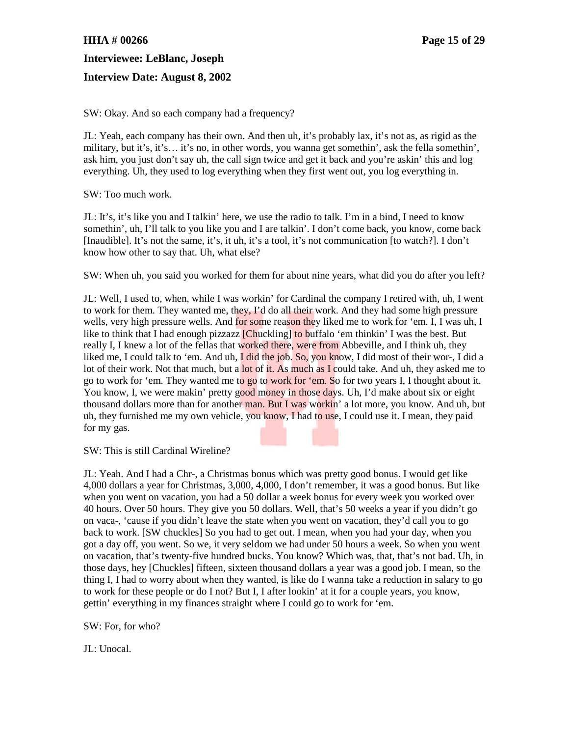SW: Okay. And so each company had a frequency?

JL: Yeah, each company has their own. And then uh, it's probably lax, it's not as, as rigid as the military, but it's, it's… it's no, in other words, you wanna get somethin', ask the fella somethin', ask him, you just don't say uh, the call sign twice and get it back and you're askin' this and log everything. Uh, they used to log everything when they first went out, you log everything in.

SW: Too much work.

JL: It's, it's like you and I talkin' here, we use the radio to talk. I'm in a bind, I need to know somethin', uh, I'll talk to you like you and I are talkin'. I don't come back, you know, come back [Inaudible]. It's not the same, it's, it uh, it's a tool, it's not communication [to watch?]. I don't know how other to say that. Uh, what else?

SW: When uh, you said you worked for them for about nine years, what did you do after you left?

JL: Well, I used to, when, while I was workin' for Cardinal the company I retired with, uh, I went to work for them. They wanted me, they, I'd do all their work. And they had some high pressure wells, very high pressure wells. And for some reason they liked me to work for 'em. I, I was uh, I like to think that I had enough pizzazz [Chuckling] to buffalo 'em thinkin' I was the best. But really I, I knew a lot of the fellas that worked there, were from Abbeville, and I think uh, they liked me, I could talk to 'em. And uh, I did the job. So, you know, I did most of their wor-, I did a lot of their work. Not that much, but a lot of it. As much as I could take. And uh, they asked me to go to work for 'em. They wanted me to go to work for 'em. So for two years I, I thought about it. You know, I, we were makin' pretty good money in those days. Uh, I'd make about six or eight thousand dollars more than for another man. But I was workin' a lot more, you know. And uh, but uh, they furnished me my own vehicle, you know, I had to use, I could use it. I mean, they paid for my gas.

SW: This is still Cardinal Wireline?

JL: Yeah. And I had a Chr-, a Christmas bonus which was pretty good bonus. I would get like 4,000 dollars a year for Christmas, 3,000, 4,000, I don't remember, it was a good bonus. But like when you went on vacation, you had a 50 dollar a week bonus for every week you worked over 40 hours. Over 50 hours. They give you 50 dollars. Well, that's 50 weeks a year if you didn't go on vaca-, 'cause if you didn't leave the state when you went on vacation, they'd call you to go back to work. [SW chuckles] So you had to get out. I mean, when you had your day, when you got a day off, you went. So we, it very seldom we had under 50 hours a week. So when you went on vacation, that's twenty-five hundred bucks. You know? Which was, that, that's not bad. Uh, in those days, hey [Chuckles] fifteen, sixteen thousand dollars a year was a good job. I mean, so the thing I, I had to worry about when they wanted, is like do I wanna take a reduction in salary to go to work for these people or do I not? But I, I after lookin' at it for a couple years, you know, gettin' everything in my finances straight where I could go to work for 'em.

SW: For, for who?

JL: Unocal.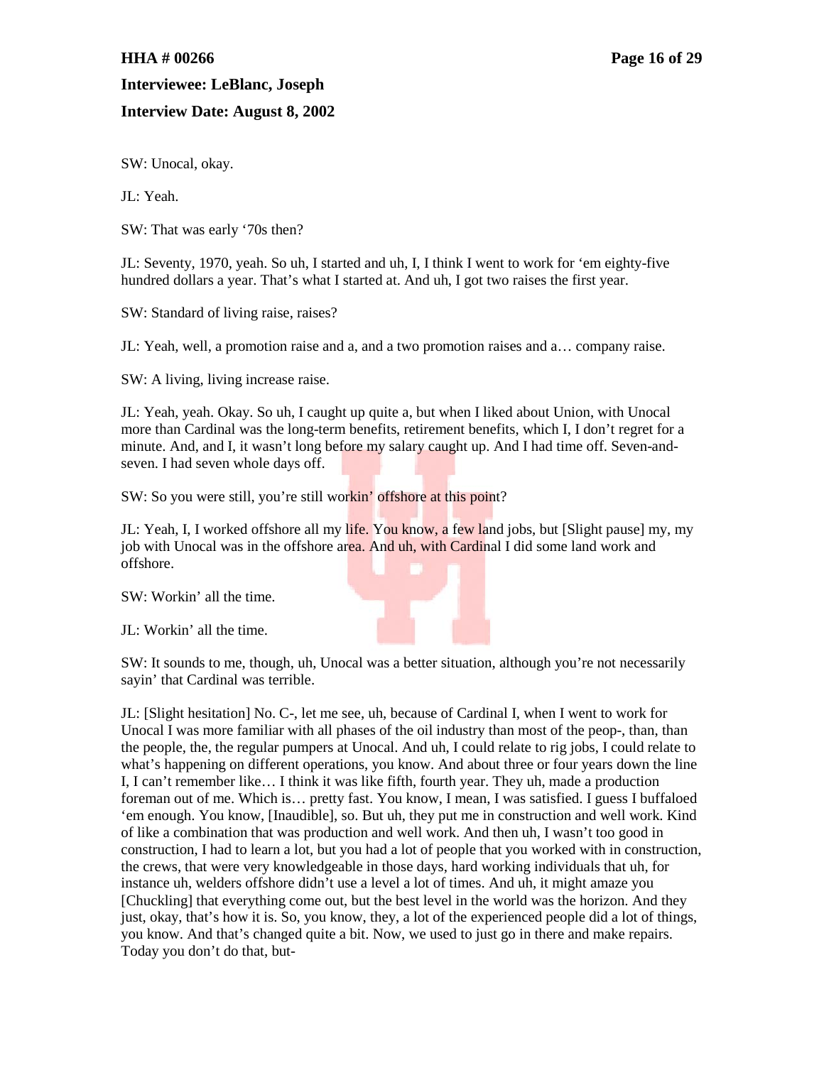SW: Unocal, okay.

JL: Yeah.

SW: That was early '70s then?

JL: Seventy, 1970, yeah. So uh, I started and uh, I, I think I went to work for 'em eighty-five hundred dollars a year. That's what I started at. And uh, I got two raises the first year.

SW: Standard of living raise, raises?

JL: Yeah, well, a promotion raise and a, and a two promotion raises and a… company raise.

SW: A living, living increase raise.

JL: Yeah, yeah. Okay. So uh, I caught up quite a, but when I liked about Union, with Unocal more than Cardinal was the long-term benefits, retirement benefits, which I, I don't regret for a minute. And, and I, it wasn't long before my salary caught up. And I had time off. Seven-and-seven. I had seven whole days off.

SW: So you were still, you're still workin' offshore at this point?

JL: Yeah, I, I worked offshore all my life. You know, a few land jobs, but [Slight pause] my, my job with Unocal was in the offshore area. And uh, with Cardinal I did some land work and offshore.

SW: Workin' all the time.

JL: Workin' all the time.

SW: It sounds to me, though, uh, Unocal was a better situation, although you're not necessarily sayin' that Cardinal was terrible.

JL: [Slight hesitation] No. C-, let me see, uh, because of Cardinal I, when I went to work for Unocal I was more familiar with all phases of the oil industry than most of the peop-, than, than the people, the, the regular pumpers at Unocal. And uh, I could relate to rig jobs, I could relate to what's happening on different operations, you know. And about three or four years down the line I, I can't remember like… I think it was like fifth, fourth year. They uh, made a production foreman out of me. Which is… pretty fast. You know, I mean, I was satisfied. I guess I buffaloed 'em enough. You know, [Inaudible], so. But uh, they put me in construction and well work. Kind of like a combination that was production and well work. And then uh, I wasn't too good in construction, I had to learn a lot, but you had a lot of people that you worked with in construction, the crews, that were very knowledgeable in those days, hard working individuals that uh, for instance uh, welders offshore didn't use a level a lot of times. And uh, it might amaze you [Chuckling] that everything come out, but the best level in the world was the horizon. And they just, okay, that's how it is. So, you know, they, a lot of the experienced people did a lot of things, you know. And that's changed quite a bit. Now, we used to just go in there and make repairs. Today you don't do that, but-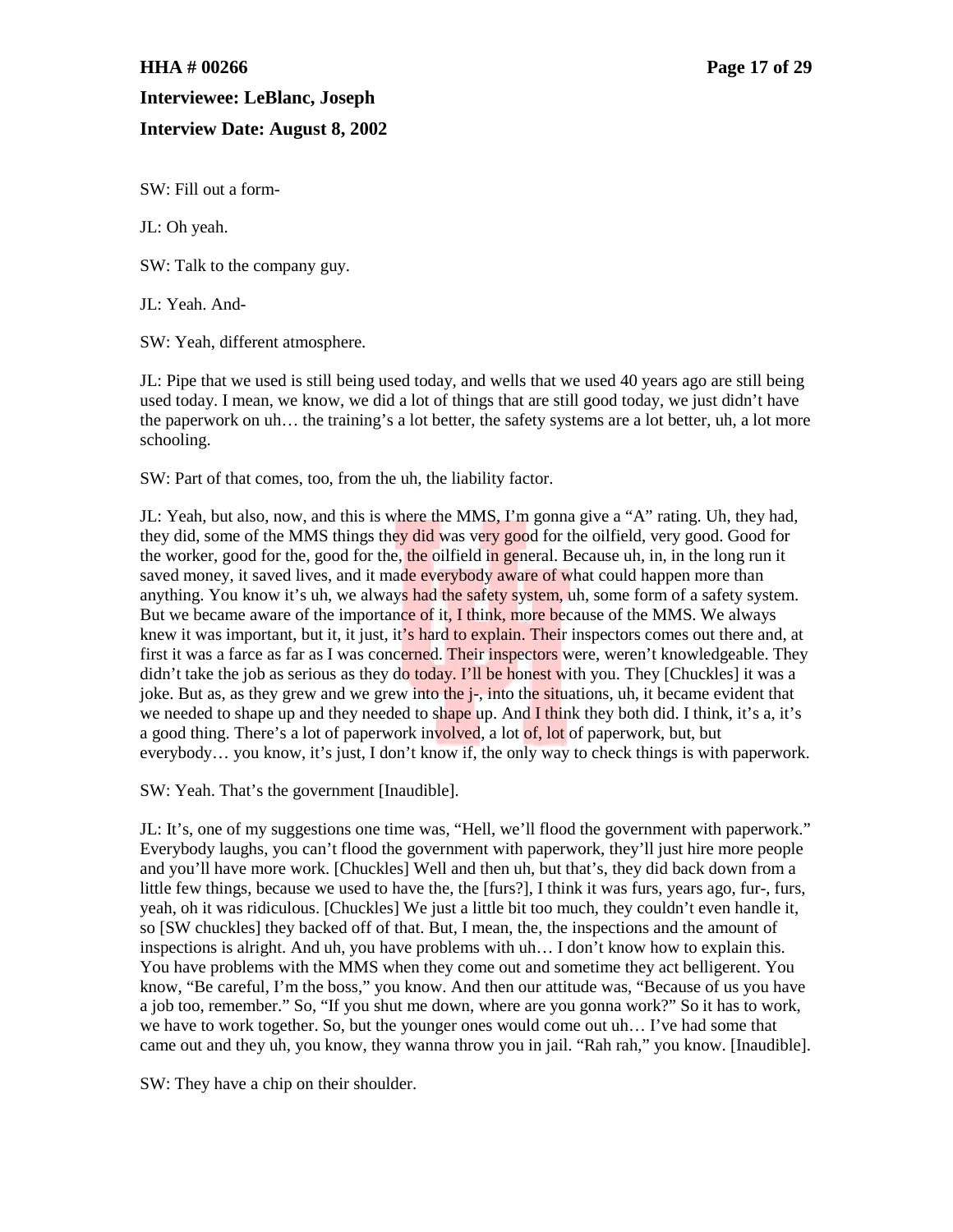SW: Fill out a form-

JL: Oh yeah.

SW: Talk to the company guy.

JL: Yeah. And-

SW: Yeah, different atmosphere.

JL: Pipe that we used is still being used today, and wells that we used 40 years ago are still being used today. I mean, we know, we did a lot of things that are still good today, we just didn't have the paperwork on uh… the training's a lot better, the safety systems are a lot better, uh, a lot more schooling.

SW: Part of that comes, too, from the uh, the liability factor.

JL: Yeah, but also, now, and this is where the MMS, I'm gonna give a "A" rating. Uh, they had, they did, some of the MMS things they did was very good for the oilfield, very good. Good for the worker, good for the, good for the, the oilfield in general. Because uh, in, in the long run it saved money, it saved lives, and it made everybody aware of what could happen more than anything. You know it's uh, we always had the safety system, uh, some form of a safety system. But we became aware of the importance of it, I think, more because of the MMS. We always knew it was important, but it, it just, it's hard to explain. Their inspectors comes out there and, at first it was a farce as far as I was concerned. Their inspectors were, weren't knowledgeable. They didn't take the job as serious as they do today. I'll be honest with you. They [Chuckles] it was a joke. But as, as they grew and we grew into the j-, into the situations, uh, it became evident that we needed to shape up and they needed to shape up. And I think they both did. I think, it's a, it's a good thing. There's a lot of paperwork involved, a lot of, lot of paperwork, but, but everybody… you know, it's just, I don't know if, the only way to check things is with paperwork.

SW: Yeah. That's the government [Inaudible].

JL: It's, one of my suggestions one time was, "Hell, we'll flood the government with paperwork." Everybody laughs, you can't flood the government with paperwork, they'll just hire more people and you'll have more work. [Chuckles] Well and then uh, but that's, they did back down from a little few things, because we used to have the, the [furs?], I think it was furs, years ago, fur-, furs, yeah, oh it was ridiculous. [Chuckles] We just a little bit too much, they couldn't even handle it, so [SW chuckles] they backed off of that. But, I mean, the, the inspections and the amount of inspections is alright. And uh, you have problems with uh… I don't know how to explain this. You have problems with the MMS when they come out and sometime they act belligerent. You know, "Be careful, I'm the boss," you know. And then our attitude was, "Because of us you have a job too, remember." So, "If you shut me down, where are you gonna work?" So it has to work, we have to work together. So, but the younger ones would come out uh… I've had some that came out and they uh, you know, they wanna throw you in jail. "Rah rah," you know. [Inaudible].

SW: They have a chip on their shoulder.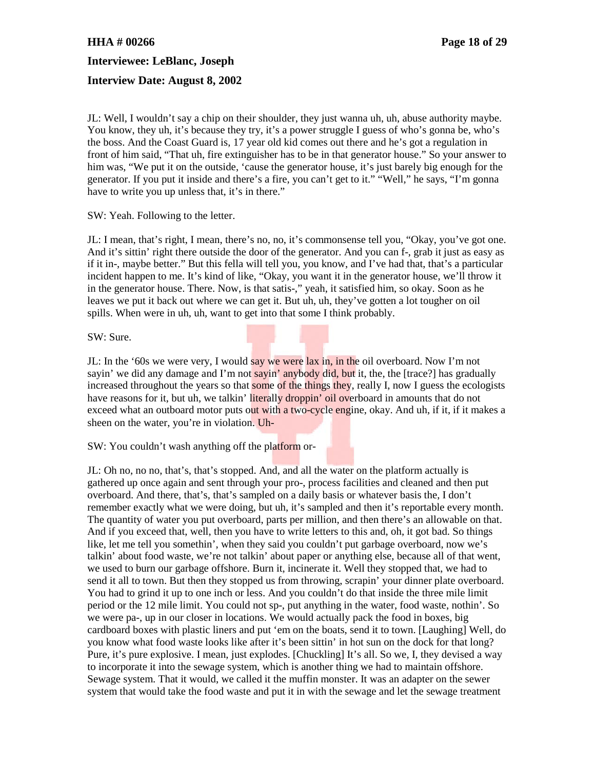JL: Well, I wouldn't say a chip on their shoulder, they just wanna uh, uh, abuse authority maybe. You know, they uh, it's because they try, it's a power struggle I guess of who's gonna be, who's the boss. And the Coast Guard is, 17 year old kid comes out there and he's got a regulation in front of him said, "That uh, fire extinguisher has to be in that generator house." So your answer to him was, "We put it on the outside, 'cause the generator house, it's just barely big enough for the generator. If you put it inside and there's a fire, you can't get to it." "Well," he says, "I'm gonna have to write you up unless that, it's in there."

SW: Yeah. Following to the letter.

JL: I mean, that's right, I mean, there's no, no, it's commonsense tell you, "Okay, you've got one. And it's sittin' right there outside the door of the generator. And you can f-, grab it just as easy as if it in-, maybe better." But this fella will tell you, you know, and I've had that, that's a particular incident happen to me. It's kind of like, "Okay, you want it in the generator house, we'll throw it in the generator house. There. Now, is that satis-," yeah, it satisfied him, so okay. Soon as he leaves we put it back out where we can get it. But uh, uh, they've gotten a lot tougher on oil spills. When were in uh, uh, want to get into that some I think probably.

SW: Sure.

JL: In the '60s we were very, I would say we were lax in, in the oil overboard. Now I'm not sayin' we did any damage and I'm not sayin' anybody did, but it, the, the [trace?] has gradually increased throughout the years so that some of the things they, really I, now I guess the ecologists have reasons for it, but uh, we talkin' literally droppin' oil overboard in amounts that do not exceed what an outboard motor puts out with a two-cycle engine, okay. And uh, if it, if it makes a sheen on the water, you're in violation. Uh-

SW: You couldn't wash anything off the platform or-

JL: Oh no, no no, that's, that's stopped. And, and all the water on the platform actually is gathered up once again and sent through your pro-, process facilities and cleaned and then put overboard. And there, that's, that's sampled on a daily basis or whatever basis the, I don't remember exactly what we were doing, but uh, it's sampled and then it's reportable every month. The quantity of water you put overboard, parts per million, and then there's an allowable on that. And if you exceed that, well, then you have to write letters to this and, oh, it got bad. So things like, let me tell you somethin', when they said you couldn't put garbage overboard, now we's talkin' about food waste, we're not talkin' about paper or anything else, because all of that went, we used to burn our garbage offshore. Burn it, incinerate it. Well they stopped that, we had to send it all to town. But then they stopped us from throwing, scrapin' your dinner plate overboard. You had to grind it up to one inch or less. And you couldn't do that inside the three mile limit period or the 12 mile limit. You could not sp-, put anything in the water, food waste, nothin'. So we were pa-, up in our closer in locations. We would actually pack the food in boxes, big cardboard boxes with plastic liners and put 'em on the boats, send it to town. [Laughing] Well, do you know what food waste looks like after it's been sittin' in hot sun on the dock for that long? Pure, it's pure explosive. I mean, just explodes. [Chuckling] It's all. So we, I, they devised a way to incorporate it into the sewage system, which is another thing we had to maintain offshore. Sewage system. That it would, we called it the muffin monster. It was an adapter on the sewer system that would take the food waste and put it in with the sewage and let the sewage treatment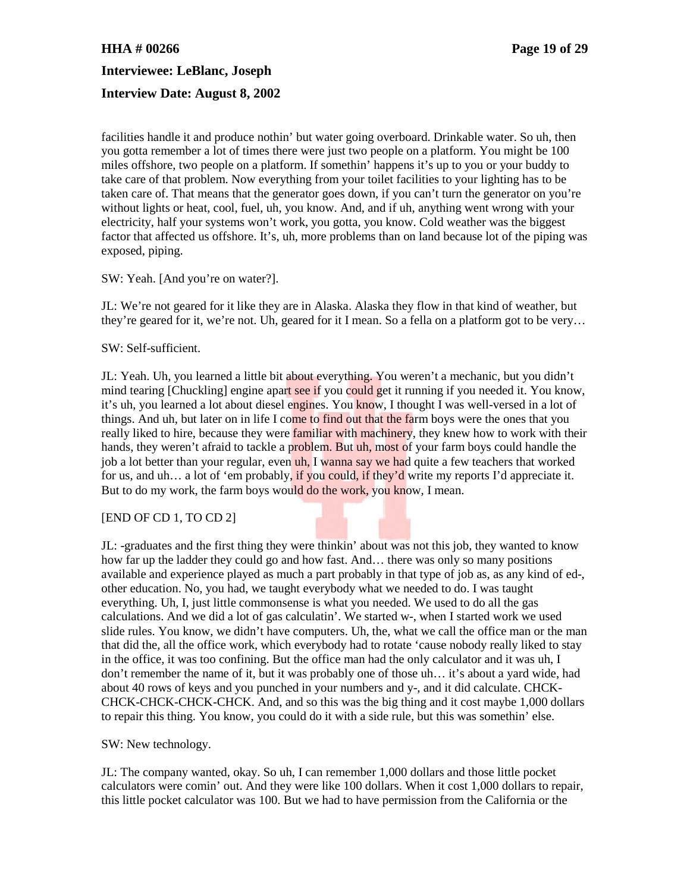facilities handle it and produce nothin' but water going overboard. Drinkable water. So uh, then you gotta remember a lot of times there were just two people on a platform. You might be 100 miles offshore, two people on a platform. If somethin' happens it's up to you or your buddy to take care of that problem. Now everything from your toilet facilities to your lighting has to be taken care of. That means that the generator goes down, if you can't turn the generator on you're without lights or heat, cool, fuel, uh, you know. And, and if uh, anything went wrong with your electricity, half your systems won't work, you gotta, you know. Cold weather was the biggest factor that affected us offshore. It's, uh, more problems than on land because lot of the piping was exposed, piping.

SW: Yeah. [And you're on water?].

JL: We're not geared for it like they are in Alaska. Alaska they flow in that kind of weather, but they're geared for it, we're not. Uh, geared for it I mean. So a fella on a platform got to be very…

SW: Self-sufficient.

JL: Yeah. Uh, you learned a little bit about everything. You weren't a mechanic, but you didn't mind tearing [Chuckling] engine apart see if you could get it running if you needed it. You know, it's uh, you learned a lot about diesel engines. You know, I thought I was well-versed in a lot of things. And uh, but later on in life I come to find out that the farm boys were the ones that you really liked to hire, because they were familiar with machinery, they knew how to work with their hands, they weren't afraid to tackle a problem. But uh, most of your farm boys could handle the job a lot better than your regular, even uh, I wanna say we had quite a few teachers that worked for us, and uh… a lot of 'em probably, if you could, if they'd write my reports I'd appreciate it. But to do my work, the farm boys would do the work, you know, I mean.

[END OF CD 1, TO CD 2]

JL: -graduates and the first thing they were thinkin' about was not this job, they wanted to know how far up the ladder they could go and how fast. And… there was only so many positions available and experience played as much a part probably in that type of job as, as any kind of ed-, other education. No, you had, we taught everybody what we needed to do. I was taught everything. Uh, I, just little commonsense is what you needed. We used to do all the gas calculations. And we did a lot of gas calculatin'. We started w-, when I started work we used slide rules. You know, we didn't have computers. Uh, the, what we call the office man or the man that did the, all the office work, which everybody had to rotate 'cause nobody really liked to stay in the office, it was too confining. But the office man had the only calculator and it was uh, I don't remember the name of it, but it was probably one of those uh… it's about a yard wide, had about 40 rows of keys and you punched in your numbers and y-, and it did calculate. CHCK-CHCK-CHCK-CHCK-CHCK. And, and so this was the big thing and it cost maybe 1,000 dollars to repair this thing. You know, you could do it with a side rule, but this was somethin' else.

SW: New technology.

JL: The company wanted, okay. So uh, I can remember 1,000 dollars and those little pocket calculators were comin' out. And they were like 100 dollars. When it cost 1,000 dollars to repair, this little pocket calculator was 100. But we had to have permission from the California or the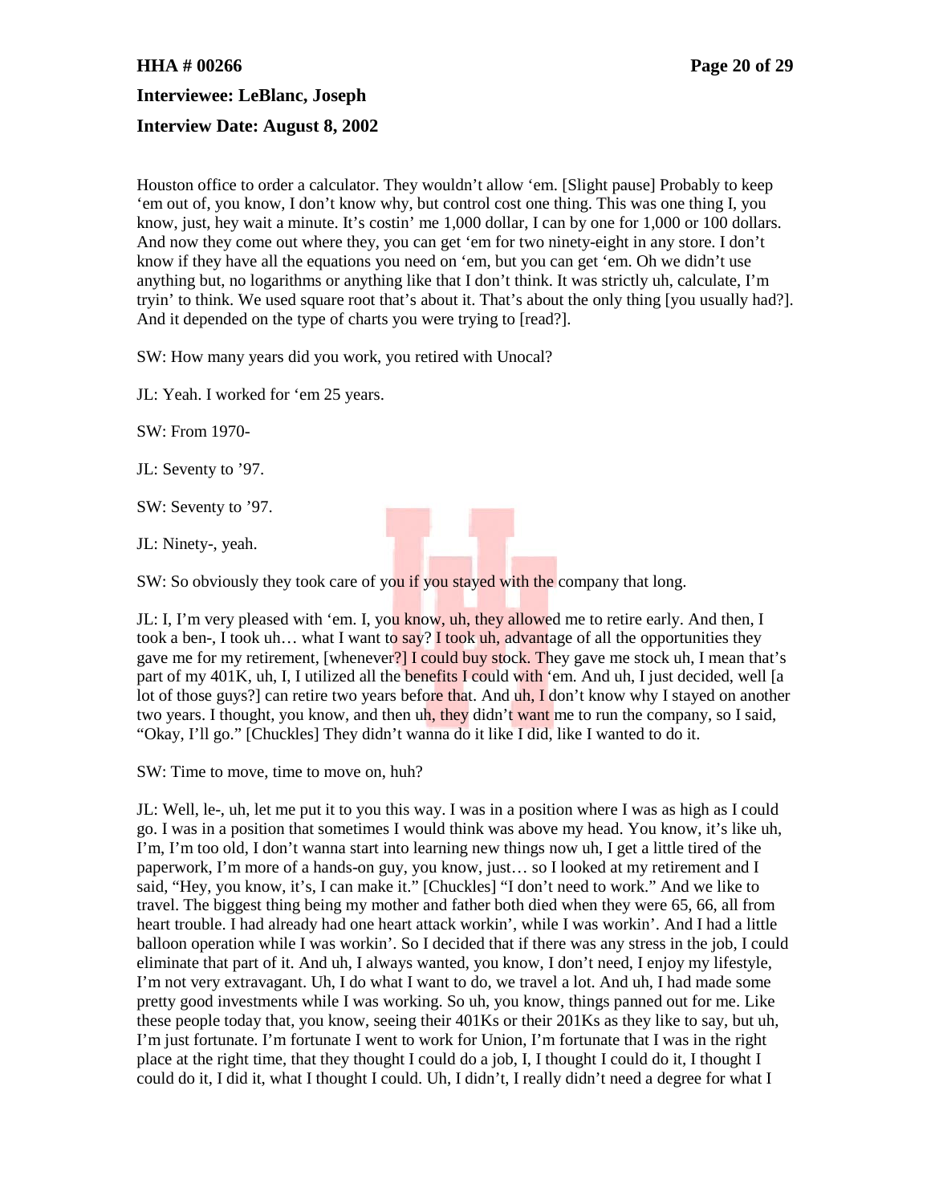Houston office to order a calculator. They wouldn't allow 'em. [Slight pause] Probably to keep 'em out of, you know, I don't know why, but control cost one thing. This was one thing I, you know, just, hey wait a minute. It's costin' me 1,000 dollar, I can by one for 1,000 or 100 dollars. And now they come out where they, you can get 'em for two ninety-eight in any store. I don't know if they have all the equations you need on 'em, but you can get 'em. Oh we didn't use anything but, no logarithms or anything like that I don't think. It was strictly uh, calculate, I'm tryin' to think. We used square root that's about it. That's about the only thing [you usually had?]. And it depended on the type of charts you were trying to [read?].

SW: How many years did you work, you retired with Unocal?

JL: Yeah. I worked for 'em 25 years.

SW: From 1970-

JL: Seventy to '97.

SW: Seventy to '97.

JL: Ninety-, yeah.

SW: So obviously they took care of you if you stayed with the company that long.

JL: I, I'm very pleased with 'em. I, you know, uh, they allowed me to retire early. And then, I took a ben-, I took uh… what I want to say? I took uh, advantage of all the opportunities they gave me for my retirement, [whenever?] I could buy stock. They gave me stock uh, I mean that's part of my 401K, uh, I, I utilized all the benefits I could with 'em. And uh, I just decided, well [a lot of those guys?] can retire two years before that. And uh, I don't know why I stayed on another two years. I thought, you know, and then uh, they didn't want me to run the company, so I said, "Okay, I'll go." [Chuckles] They didn't wanna do it like I did, like I wanted to do it.

SW: Time to move, time to move on, huh?

JL: Well, le-, uh, let me put it to you this way. I was in a position where I was as high as I could go. I was in a position that sometimes I would think was above my head. You know, it's like uh, I'm, I'm too old, I don't wanna start into learning new things now uh, I get a little tired of the paperwork, I'm more of a hands-on guy, you know, just… so I looked at my retirement and I said, "Hey, you know, it's, I can make it." [Chuckles] "I don't need to work." And we like to travel. The biggest thing being my mother and father both died when they were 65, 66, all from heart trouble. I had already had one heart attack workin', while I was workin'. And I had a little balloon operation while I was workin'. So I decided that if there was any stress in the job, I could eliminate that part of it. And uh, I always wanted, you know, I don't need, I enjoy my lifestyle, I'm not very extravagant. Uh, I do what I want to do, we travel a lot. And uh, I had made some pretty good investments while I was working. So uh, you know, things panned out for me. Like these people today that, you know, seeing their 401Ks or their 201Ks as they like to say, but uh, I'm just fortunate. I'm fortunate I went to work for Union, I'm fortunate that I was in the right place at the right time, that they thought I could do a job, I, I thought I could do it, I thought I could do it, I did it, what I thought I could. Uh, I didn't, I really didn't need a degree for what I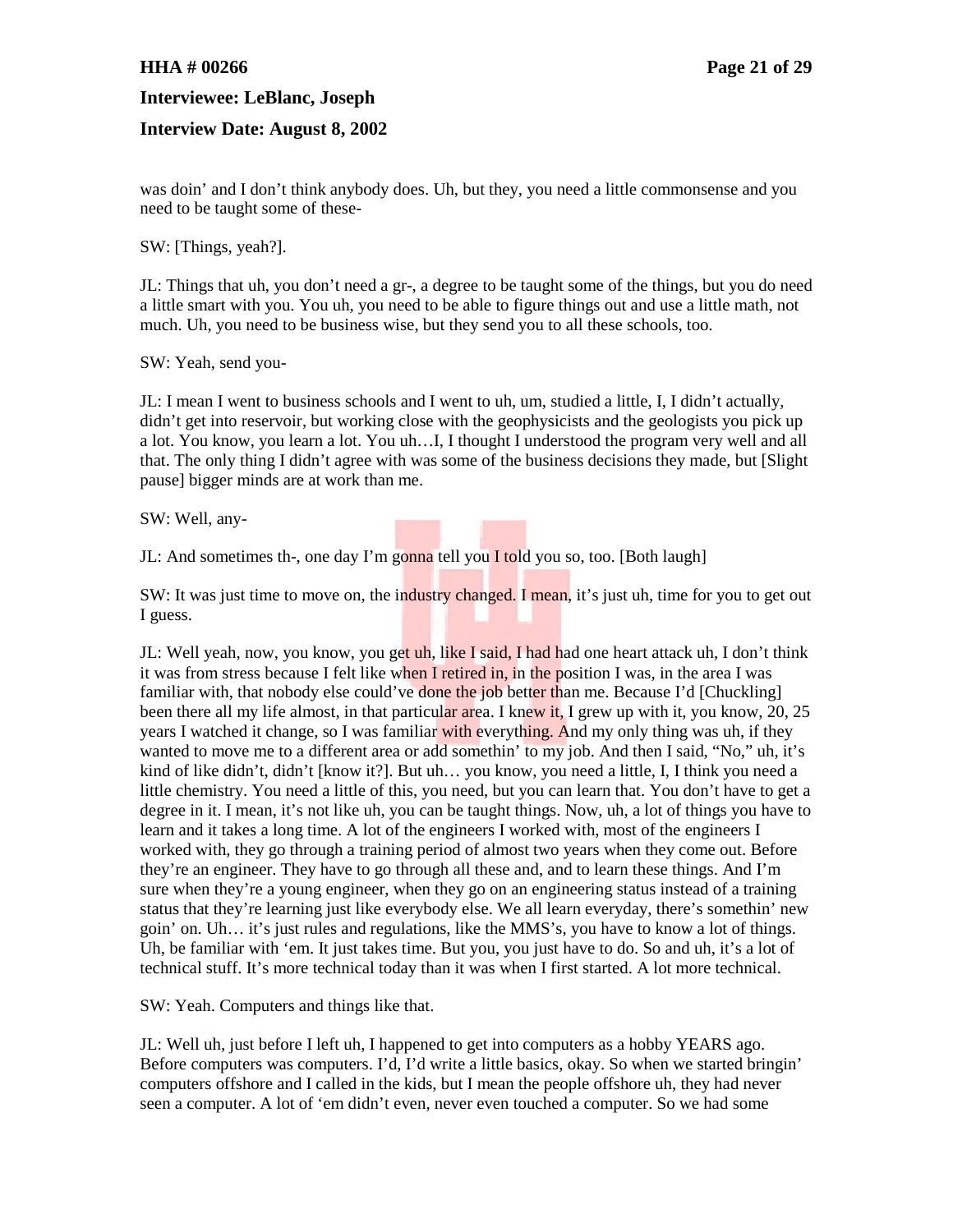was doin' and I don't think anybody does. Uh, but they, you need a little commonsense and you need to be taught some of these-

SW: [Things, yeah?].

JL: Things that uh, you don't need a gr-, a degree to be taught some of the things, but you do need a little smart with you. You uh, you need to be able to figure things out and use a little math, not much. Uh, you need to be business wise, but they send you to all these schools, too.

SW: Yeah, send you-

JL: I mean I went to business schools and I went to uh, um, studied a little, I, I didn't actually, didn't get into reservoir, but working close with the geophysicists and the geologists you pick up a lot. You know, you learn a lot. You uh…I, I thought I understood the program very well and all that. The only thing I didn't agree with was some of the business decisions they made, but [Slight pause] bigger minds are at work than me.

SW: Well, any-

JL: And sometimes th-, one day I'm gonna tell you I told you so, too. [Both laugh]

SW: It was just time to move on, the industry changed. I mean, it's just uh, time for you to get out I guess.

JL: Well yeah, now, you know, you get uh, like I said, I had had one heart attack uh, I don't think it was from stress because I felt like when I retired in, in the position I was, in the area I was familiar with, that nobody else could've done the job better than me. Because I'd [Chuckling] been there all my life almost, in that particular area. I knew it, I grew up with it, you know, 20, 25 years I watched it change, so I was familiar with everything. And my only thing was uh, if they wanted to move me to a different area or add somethin' to my job. And then I said, "No," uh, it's kind of like didn't, didn't [know it?]. But uh… you know, you need a little, I, I think you need a little chemistry. You need a little of this, you need, but you can learn that. You don't have to get a degree in it. I mean, it's not like uh, you can be taught things. Now, uh, a lot of things you have to learn and it takes a long time. A lot of the engineers I worked with, most of the engineers I worked with, they go through a training period of almost two years when they come out. Before they're an engineer. They have to go through all these and, and to learn these things. And I'm sure when they're a young engineer, when they go on an engineering status instead of a training status that they're learning just like everybody else. We all learn everyday, there's somethin' new goin' on. Uh… it's just rules and regulations, like the MMS's, you have to know a lot of things. Uh, be familiar with 'em. It just takes time. But you, you just have to do. So and uh, it's a lot of technical stuff. It's more technical today than it was when I first started. A lot more technical.

SW: Yeah. Computers and things like that.

JL: Well uh, just before I left uh, I happened to get into computers as a hobby YEARS ago. Before computers was computers. I'd, I'd write a little basics, okay. So when we started bringin' computers offshore and I called in the kids, but I mean the people offshore uh, they had never seen a computer. A lot of 'em didn't even, never even touched a computer. So we had some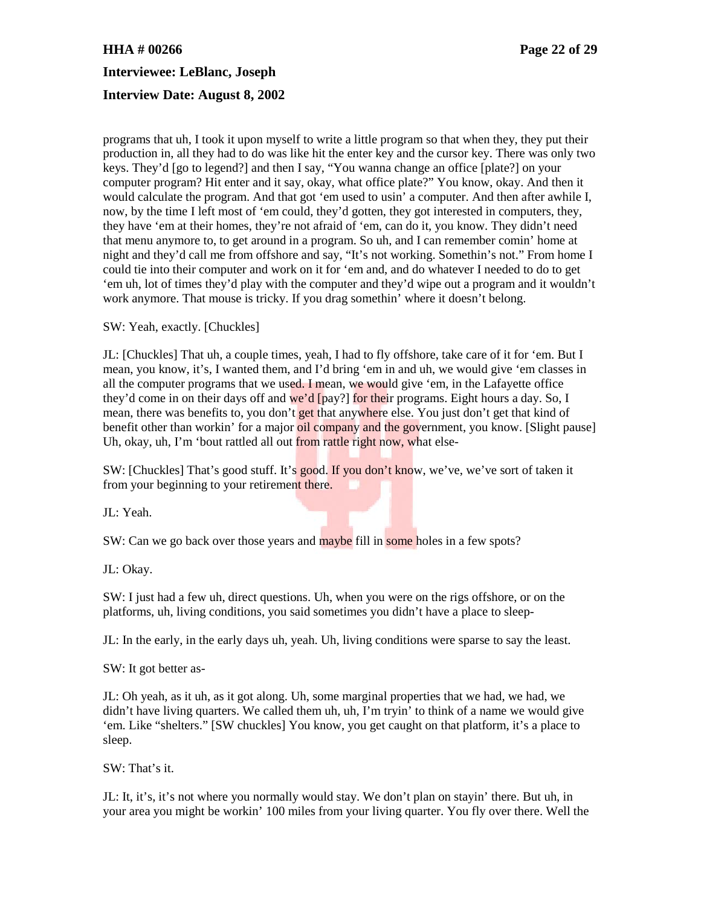programs that uh, I took it upon myself to write a little program so that when they, they put their production in, all they had to do was like hit the enter key and the cursor key. There was only two keys. They'd [go to legend?] and then I say, "You wanna change an office [plate?] on your computer program? Hit enter and it say, okay, what office plate?" You know, okay. And then it would calculate the program. And that got 'em used to usin' a computer. And then after awhile I, now, by the time I left most of 'em could, they'd gotten, they got interested in computers, they, they have 'em at their homes, they're not afraid of 'em, can do it, you know. They didn't need that menu anymore to, to get around in a program. So uh, and I can remember comin' home at night and they'd call me from offshore and say, "It's not working. Somethin's not." From home I could tie into their computer and work on it for 'em and, and do whatever I needed to do to get 'em uh, lot of times they'd play with the computer and they'd wipe out a program and it wouldn't work anymore. That mouse is tricky. If you drag somethin' where it doesn't belong.

SW: Yeah, exactly. [Chuckles]

JL: [Chuckles] That uh, a couple times, yeah, I had to fly offshore, take care of it for 'em. But I mean, you know, it's, I wanted them, and I'd bring 'em in and uh, we would give 'em classes in all the computer programs that we used. I mean, we would give 'em, in the Lafayette office they'd come in on their days off and we'd [pay?] for their programs. Eight hours a day. So, I mean, there was benefits to, you don't get that anywhere else. You just don't get that kind of benefit other than workin' for a major oil company and the government, you know. [Slight pause] Uh, okay, uh, I'm 'bout rattled all out from rattle right now, what else-

SW: [Chuckles] That's good stuff. It's good. If you don't know, we've, we've sort of taken it from your beginning to your retirement there.

JL: Yeah.

SW: Can we go back over those years and maybe fill in some holes in a few spots?

JL: Okay.

SW: I just had a few uh, direct questions. Uh, when you were on the rigs offshore, or on the platforms, uh, living conditions, you said sometimes you didn't have a place to sleep-

JL: In the early, in the early days uh, yeah. Uh, living conditions were sparse to say the least.

SW: It got better as-

JL: Oh yeah, as it uh, as it got along. Uh, some marginal properties that we had, we had, we didn't have living quarters. We called them uh, uh, I'm tryin' to think of a name we would give 'em. Like "shelters." [SW chuckles] You know, you get caught on that platform, it's a place to sleep.

SW: That's it.

JL: It, it's, it's not where you normally would stay. We don't plan on stayin' there. But uh, in your area you might be workin' 100 miles from your living quarter. You fly over there. Well the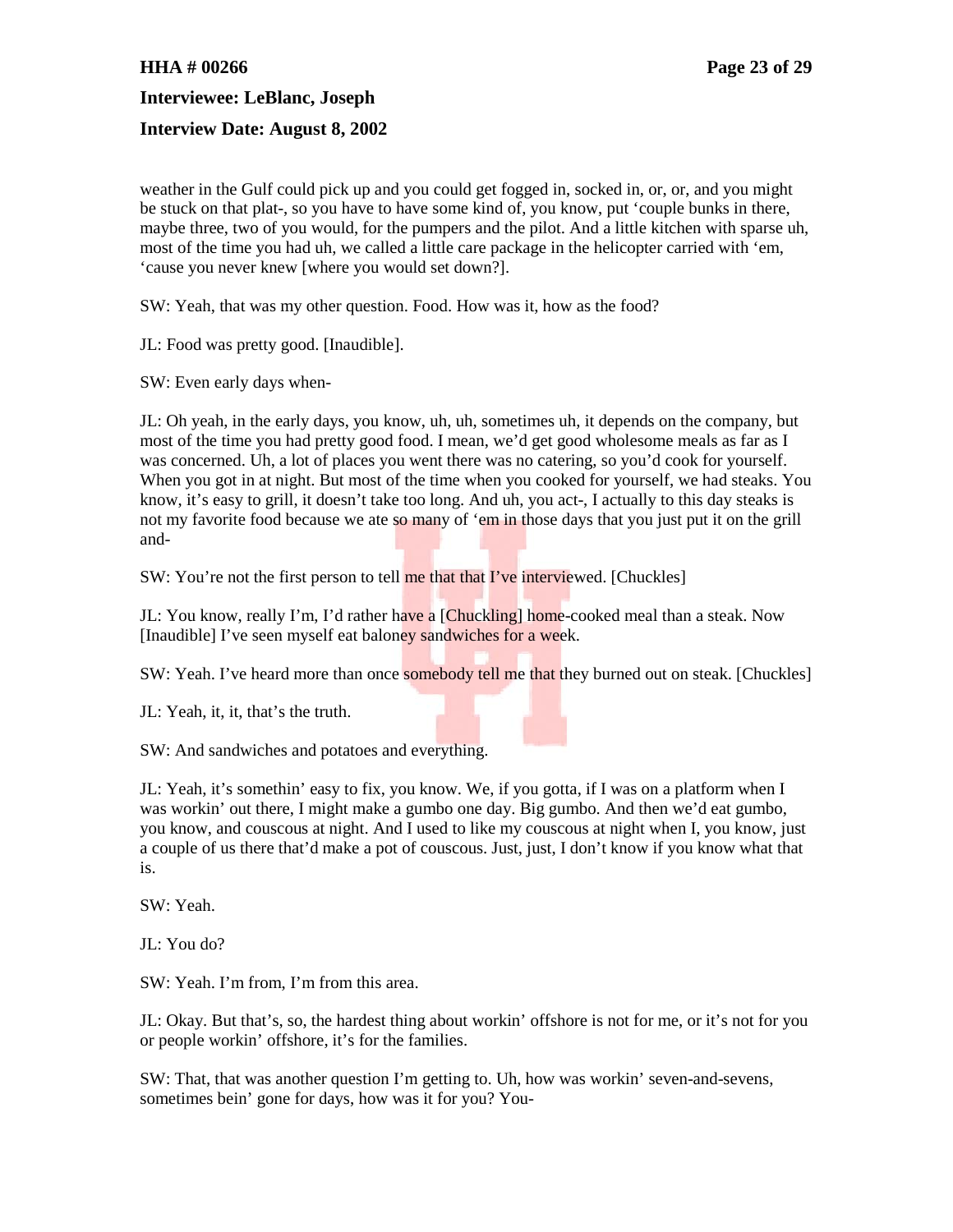weather in the Gulf could pick up and you could get fogged in, socked in, or, or, and you might be stuck on that plat-, so you have to have some kind of, you know, put 'couple bunks in there, maybe three, two of you would, for the pumpers and the pilot. And a little kitchen with sparse uh, most of the time you had uh, we called a little care package in the helicopter carried with 'em, 'cause you never knew [where you would set down?].

SW: Yeah, that was my other question. Food. How was it, how as the food?

JL: Food was pretty good. [Inaudible].

SW: Even early days when-

JL: Oh yeah, in the early days, you know, uh, uh, sometimes uh, it depends on the company, but most of the time you had pretty good food. I mean, we'd get good wholesome meals as far as I was concerned. Uh, a lot of places you went there was no catering, so you'd cook for yourself. When you got in at night. But most of the time when you cooked for yourself, we had steaks. You know, it's easy to grill, it doesn't take too long. And uh, you act-, I actually to this day steaks is not my favorite food because we ate so many of 'em in those days that you just put it on the grill and-

SW: You're not the first person to tell me that that I've interviewed. [Chuckles]

JL: You know, really I'm, I'd rather have a [Chuckling] home-cooked meal than a steak. Now [Inaudible] I've seen myself eat baloney sandwiches for a week.

SW: Yeah. I've heard more than once somebody tell me that they burned out on steak. [Chuckles]

JL: Yeah, it, it, that's the truth.

SW: And sandwiches and potatoes and everything.

JL: Yeah, it's somethin' easy to fix, you know. We, if you gotta, if I was on a platform when I was workin' out there, I might make a gumbo one day. Big gumbo. And then we'd eat gumbo, you know, and couscous at night. And I used to like my couscous at night when I, you know, just a couple of us there that'd make a pot of couscous. Just, just, I don't know if you know what that is.

SW: Yeah.

JL: You do?

SW: Yeah. I'm from, I'm from this area.

JL: Okay. But that's, so, the hardest thing about workin' offshore is not for me, or it's not for you or people workin' offshore, it's for the families.

SW: That, that was another question I'm getting to. Uh, how was workin' seven-and-sevens, sometimes bein' gone for days, how was it for you? You-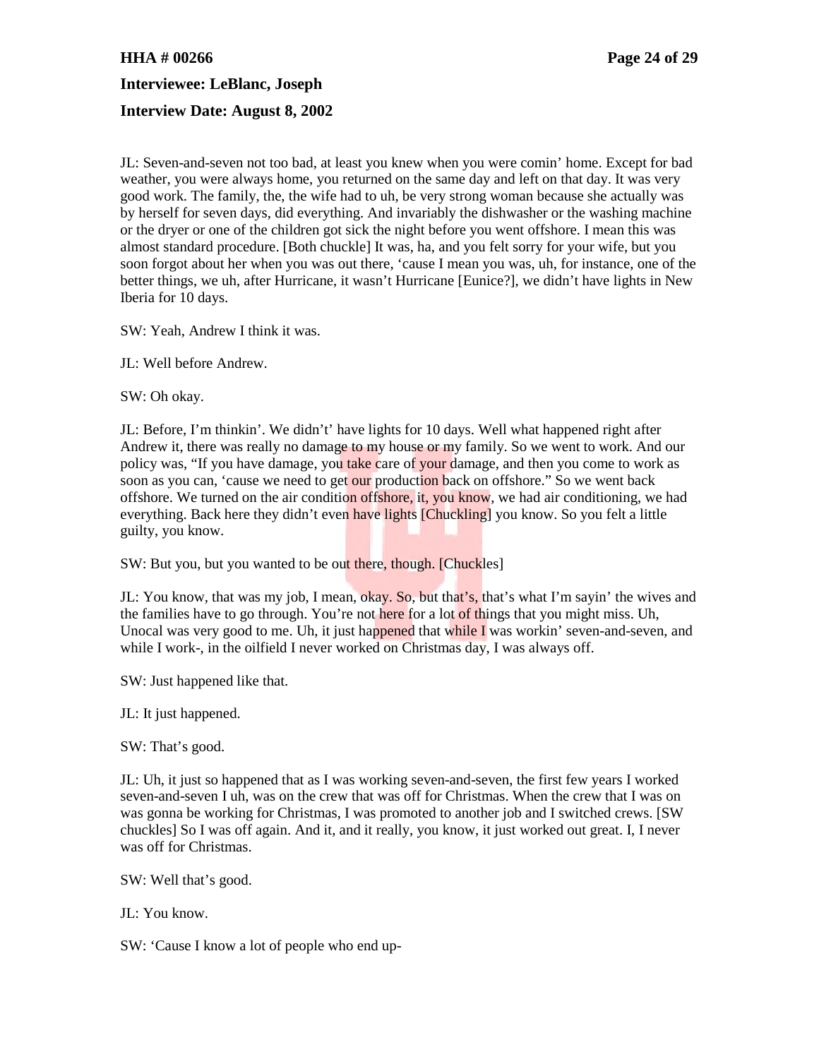JL: Seven-and-seven not too bad, at least you knew when you were comin' home. Except for bad weather, you were always home, you returned on the same day and left on that day. It was very good work. The family, the, the wife had to uh, be very strong woman because she actually was by herself for seven days, did everything. And invariably the dishwasher or the washing machine or the dryer or one of the children got sick the night before you went offshore. I mean this was almost standard procedure. [Both chuckle] It was, ha, and you felt sorry for your wife, but you soon forgot about her when you was out there, 'cause I mean you was, uh, for instance, one of the better things, we uh, after Hurricane, it wasn't Hurricane [Eunice?], we didn't have lights in New Iberia for 10 days.

SW: Yeah, Andrew I think it was.

JL: Well before Andrew.

SW: Oh okay.

JL: Before, I'm thinkin'. We didn't' have lights for 10 days. Well what happened right after Andrew it, there was really no damage to my house or my family. So we went to work. And our policy was, "If you have damage, you take care of your damage, and then you come to work as soon as you can, 'cause we need to get our production back on offshore." So we went back offshore. We turned on the air condition offshore, it, you know, we had air conditioning, we had everything. Back here they didn't even have lights [Chuckling] you know. So you felt a little guilty, you know.

SW: But you, but you wanted to be out there, though. [Chuckles]

JL: You know, that was my job, I mean, okay. So, but that's, that's what I'm sayin' the wives and the families have to go through. You're not here for a lot of things that you might miss. Uh, Unocal was very good to me. Uh, it just happened that while I was workin' seven-and-seven, and while I work-, in the oilfield I never worked on Christmas day, I was always off.

SW: Just happened like that.

JL: It just happened.

SW: That's good.

JL: Uh, it just so happened that as I was working seven-and-seven, the first few years I worked seven-and-seven I uh, was on the crew that was off for Christmas. When the crew that I was on was gonna be working for Christmas, I was promoted to another job and I switched crews. [SW chuckles] So I was off again. And it, and it really, you know, it just worked out great. I, I never was off for Christmas.

SW: Well that's good.

JL: You know.

SW: 'Cause I know a lot of people who end up-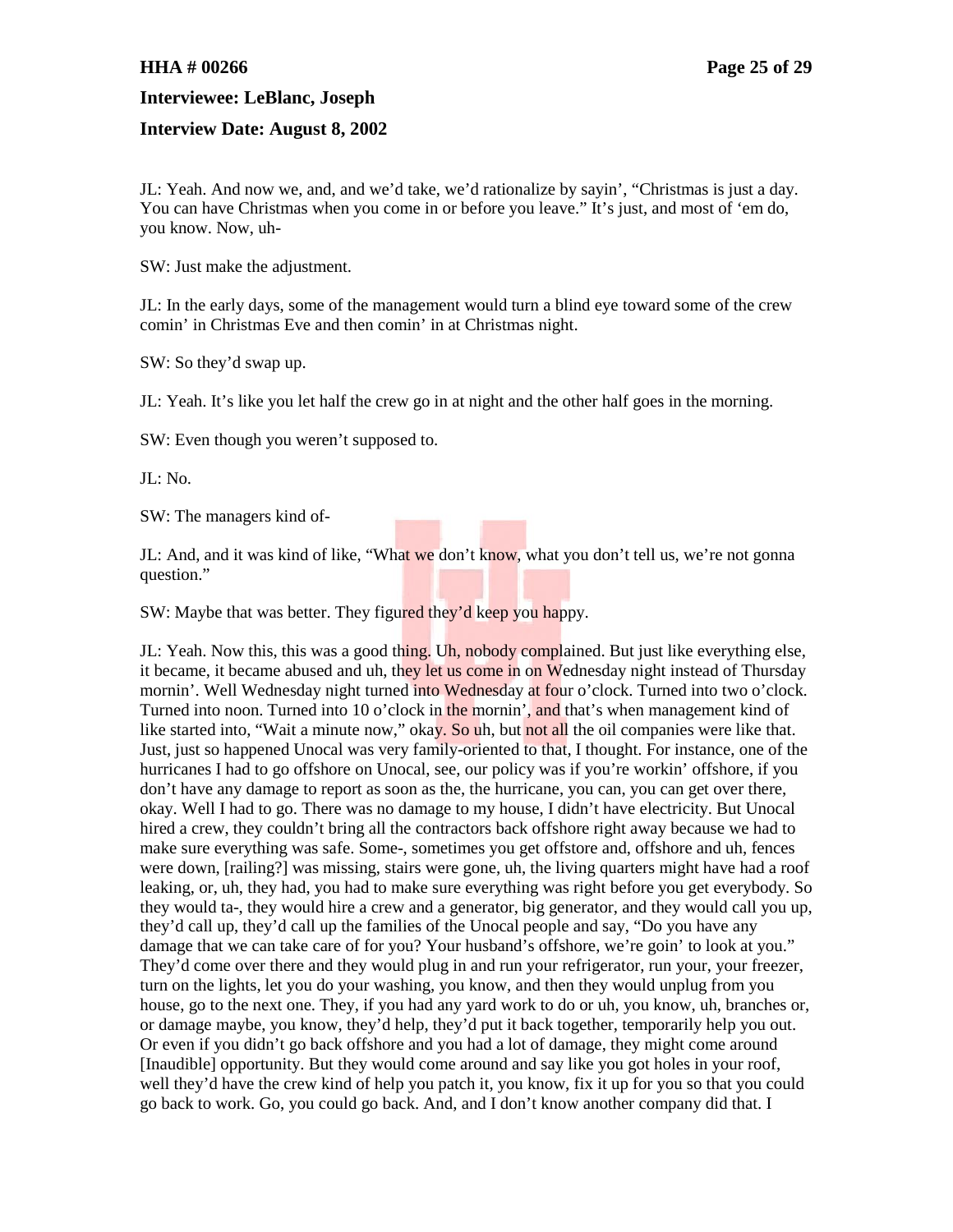JL: Yeah. And now we, and, and we'd take, we'd rationalize by sayin', "Christmas is just a day. You can have Christmas when you come in or before you leave." It's just, and most of 'em do, you know. Now, uh-

SW: Just make the adjustment.

JL: In the early days, some of the management would turn a blind eye toward some of the crew comin' in Christmas Eve and then comin' in at Christmas night.

SW: So they'd swap up.

JL: Yeah. It's like you let half the crew go in at night and the other half goes in the morning.

SW: Even though you weren't supposed to.

JL: No.

SW: The managers kind of-

JL: And, and it was kind of like, "What we don't know, what you don't tell us, we're not gonna question."

SW: Maybe that was better. They figured they'd keep you happy.

JL: Yeah. Now this, this was a good thing. Uh, nobody complained. But just like everything else, it became, it became abused and uh, they let us come in on Wednesday night instead of Thursday mornin'. Well Wednesday night turned into Wednesday at four o'clock. Turned into two o'clock. Turned into noon. Turned into 10 o'clock in the mornin', and that's when management kind of like started into, "Wait a minute now," okay. So uh, but not all the oil companies were like that. Just, just so happened Unocal was very family-oriented to that, I thought. For instance, one of the hurricanes I had to go offshore on Unocal, see, our policy was if you're workin' offshore, if you don't have any damage to report as soon as the, the hurricane, you can, you can get over there, okay. Well I had to go. There was no damage to my house, I didn't have electricity. But Unocal hired a crew, they couldn't bring all the contractors back offshore right away because we had to make sure everything was safe. Some-, sometimes you get offstore and, offshore and uh, fences were down, [railing?] was missing, stairs were gone, uh, the living quarters might have had a roof leaking, or, uh, they had, you had to make sure everything was right before you get everybody. So they would ta-, they would hire a crew and a generator, big generator, and they would call you up, they'd call up, they'd call up the families of the Unocal people and say, "Do you have any damage that we can take care of for you? Your husband's offshore, we're goin' to look at you." They'd come over there and they would plug in and run your refrigerator, run your, your freezer, turn on the lights, let you do your washing, you know, and then they would unplug from you house, go to the next one. They, if you had any yard work to do or uh, you know, uh, branches or, or damage maybe, you know, they'd help, they'd put it back together, temporarily help you out. Or even if you didn't go back offshore and you had a lot of damage, they might come around [Inaudible] opportunity. But they would come around and say like you got holes in your roof, well they'd have the crew kind of help you patch it, you know, fix it up for you so that you could go back to work. Go, you could go back. And, and I don't know another company did that. I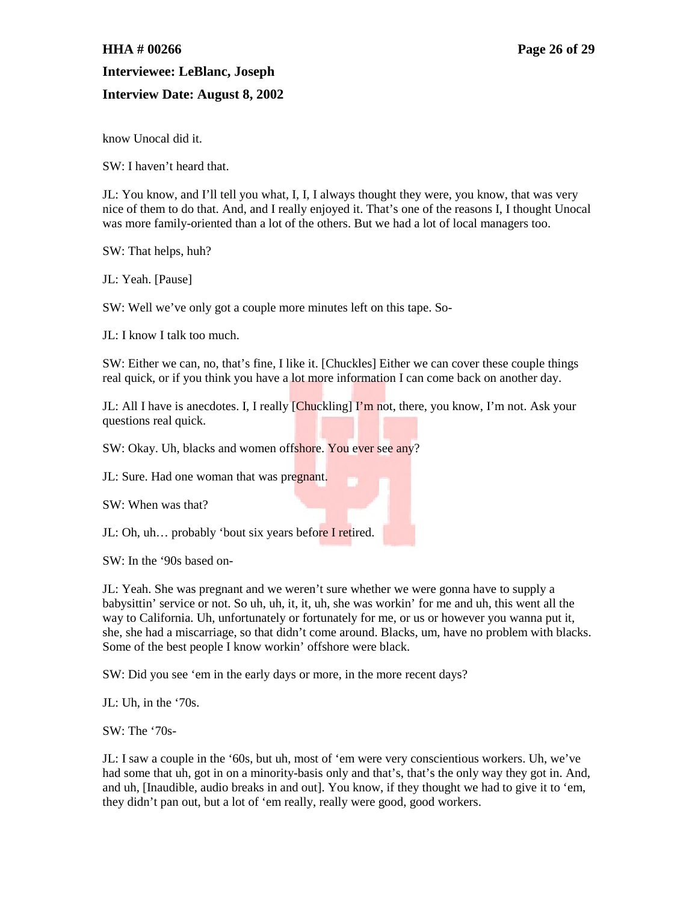know Unocal did it.

SW: I haven't heard that.

JL: You know, and I'll tell you what, I, I, I always thought they were, you know, that was very nice of them to do that. And, and I really enjoyed it. That's one of the reasons I, I thought Unocal was more family-oriented than a lot of the others. But we had a lot of local managers too.

SW: That helps, huh?

JL: Yeah. [Pause]

SW: Well we've only got a couple more minutes left on this tape. So-

JL: I know I talk too much.

SW: Either we can, no, that's fine, I like it. [Chuckles] Either we can cover these couple things real quick, or if you think you have a lot more information I can come back on another day.

JL: All I have is anecdotes. I, I really [Chuckling] I'm not, there, you know, I'm not. Ask your questions real quick.

SW: Okay. Uh, blacks and women offshore. You ever see any?

JL: Sure. Had one woman that was pregnant.

SW: When was that?

JL: Oh, uh… probably 'bout six years before I retired.

SW: In the '90s based on-

JL: Yeah. She was pregnant and we weren't sure whether we were gonna have to supply a babysittin' service or not. So uh, uh, it, it, uh, she was workin' for me and uh, this went all the way to California. Uh, unfortunately or fortunately for me, or us or however you wanna put it, she, she had a miscarriage, so that didn't come around. Blacks, um, have no problem with blacks. Some of the best people I know workin' offshore were black.

SW: Did you see 'em in the early days or more, in the more recent days?

JL: Uh, in the '70s.

SW: The '70s-

JL: I saw a couple in the '60s, but uh, most of 'em were very conscientious workers. Uh, we've had some that uh, got in on a minority-basis only and that's, that's the only way they got in. And, and uh, [Inaudible, audio breaks in and out]. You know, if they thought we had to give it to 'em, they didn't pan out, but a lot of 'em really, really were good, good workers.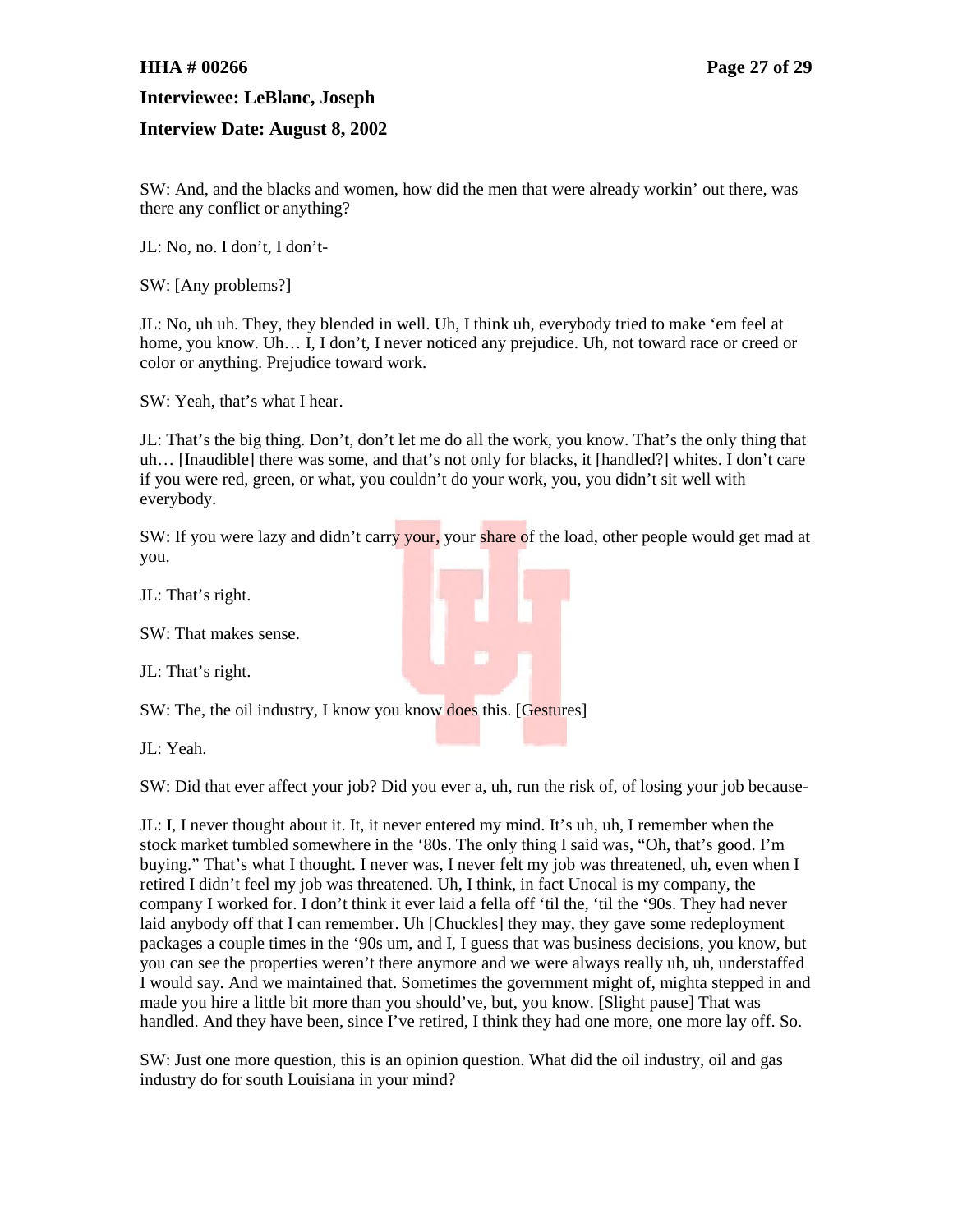SW: And, and the blacks and women, how did the men that were already workin' out there, was there any conflict or anything?

JL: No, no. I don't, I don't-

SW: [Any problems?]

JL: No, uh uh. They, they blended in well. Uh, I think uh, everybody tried to make 'em feel at home, you know. Uh… I, I don't, I never noticed any prejudice. Uh, not toward race or creed or color or anything. Prejudice toward work.

SW: Yeah, that's what I hear.

JL: That's the big thing. Don't, don't let me do all the work, you know. That's the only thing that uh… [Inaudible] there was some, and that's not only for blacks, it [handled?] whites. I don't care if you were red, green, or what, you couldn't do your work, you, you didn't sit well with everybody.

SW: If you were lazy and didn't carry your, your share of the load, other people would get mad at you.

JL: That's right.

SW: That makes sense.

JL: That's right.

SW: The, the oil industry, I know you know does this. [Gestures]

JL: Yeah.

SW: Did that ever affect your job? Did you ever a, uh, run the risk of, of losing your job because-

JL: I, I never thought about it. It, it never entered my mind. It's uh, uh, I remember when the stock market tumbled somewhere in the '80s. The only thing I said was, "Oh, that's good. I'm buying." That's what I thought. I never was, I never felt my job was threatened, uh, even when I retired I didn't feel my job was threatened. Uh, I think, in fact Unocal is my company, the company I worked for. I don't think it ever laid a fella off 'til the, 'til the '90s. They had never laid anybody off that I can remember. Uh [Chuckles] they may, they gave some redeployment packages a couple times in the '90s um, and I, I guess that was business decisions, you know, but you can see the properties weren't there anymore and we were always really uh, uh, understaffed I would say. And we maintained that. Sometimes the government might of, mighta stepped in and made you hire a little bit more than you should've, but, you know. [Slight pause] That was handled. And they have been, since I've retired, I think they had one more, one more lay off. So.

SW: Just one more question, this is an opinion question. What did the oil industry, oil and gas industry do for south Louisiana in your mind?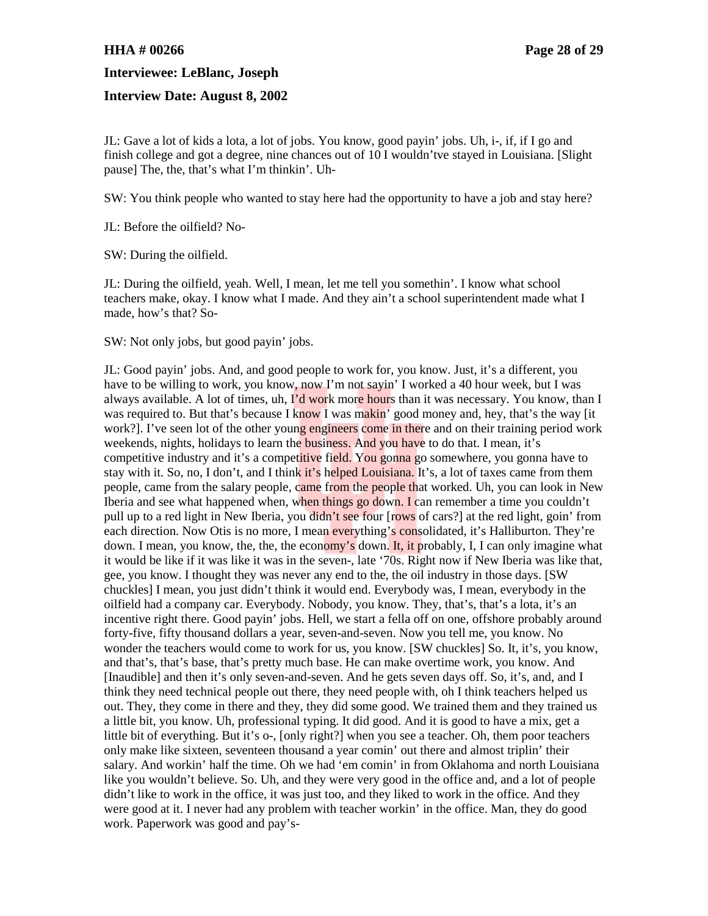JL: Gave a lot of kids a lota, a lot of jobs. You know, good payin' jobs. Uh, i-, if, if I go and finish college and got a degree, nine chances out of 10 I wouldn'tve stayed in Louisiana. [Slight pause] The, the, that's what I'm thinkin'. Uh-

SW: You think people who wanted to stay here had the opportunity to have a job and stay here?

JL: Before the oilfield? No-

SW: During the oilfield.

JL: During the oilfield, yeah. Well, I mean, let me tell you somethin'. I know what school teachers make, okay. I know what I made. And they ain't a school superintendent made what I made, how's that? So-

SW: Not only jobs, but good payin' jobs.

JL: Good payin' jobs. And, and good people to work for, you know. Just, it's a different, you have to be willing to work, you know, now I'm not sayin' I worked a 40 hour week, but I was always available. A lot of times, uh, I'd work more hours than it was necessary. You know, than I was required to. But that's because I know I was makin' good money and, hey, that's the way [it work?]. I've seen lot of the other young engineers come in there and on their training period work weekends, nights, holidays to learn the business. And you have to do that. I mean, it's competitive industry and it's a competitive field. You gonna go somewhere, you gonna have to stay with it. So, no, I don't, and I think it's helped Louisiana. It's, a lot of taxes came from them people, came from the salary people, came from the people that worked. Uh, you can look in New Iberia and see what happened when, when things go down. I can remember a time you couldn't pull up to a red light in New Iberia, you didn't see four [rows of cars?] at the red light, goin' from each direction. Now Otis is no more, I mean everything's consolidated, it's Halliburton. They're down. I mean, you know, the, the, the economy's down. It, it probably, I, I can only imagine what it would be like if it was like it was in the seven-, late '70s. Right now if New Iberia was like that, gee, you know. I thought they was never any end to the, the oil industry in those days. [SW chuckles] I mean, you just didn't think it would end. Everybody was, I mean, everybody in the oilfield had a company car. Everybody. Nobody, you know. They, that's, that's a lota, it's an incentive right there. Good payin' jobs. Hell, we start a fella off on one, offshore probably around forty-five, fifty thousand dollars a year, seven-and-seven. Now you tell me, you know. No wonder the teachers would come to work for us, you know. [SW chuckles] So. It, it's, you know, and that's, that's base, that's pretty much base. He can make overtime work, you know. And [Inaudible] and then it's only seven-and-seven. And he gets seven days off. So, it's, and, and I think they need technical people out there, they need people with, oh I think teachers helped us out. They, they come in there and they, they did some good. We trained them and they trained us a little bit, you know. Uh, professional typing. It did good. And it is good to have a mix, get a little bit of everything. But it's o-, [only right?] when you see a teacher. Oh, them poor teachers only make like sixteen, seventeen thousand a year comin' out there and almost triplin' their salary. And workin' half the time. Oh we had 'em comin' in from Oklahoma and north Louisiana like you wouldn't believe. So. Uh, and they were very good in the office and, and a lot of people didn't like to work in the office, it was just too, and they liked to work in the office. And they were good at it. I never had any problem with teacher workin' in the office. Man, they do good work. Paperwork was good and pay's-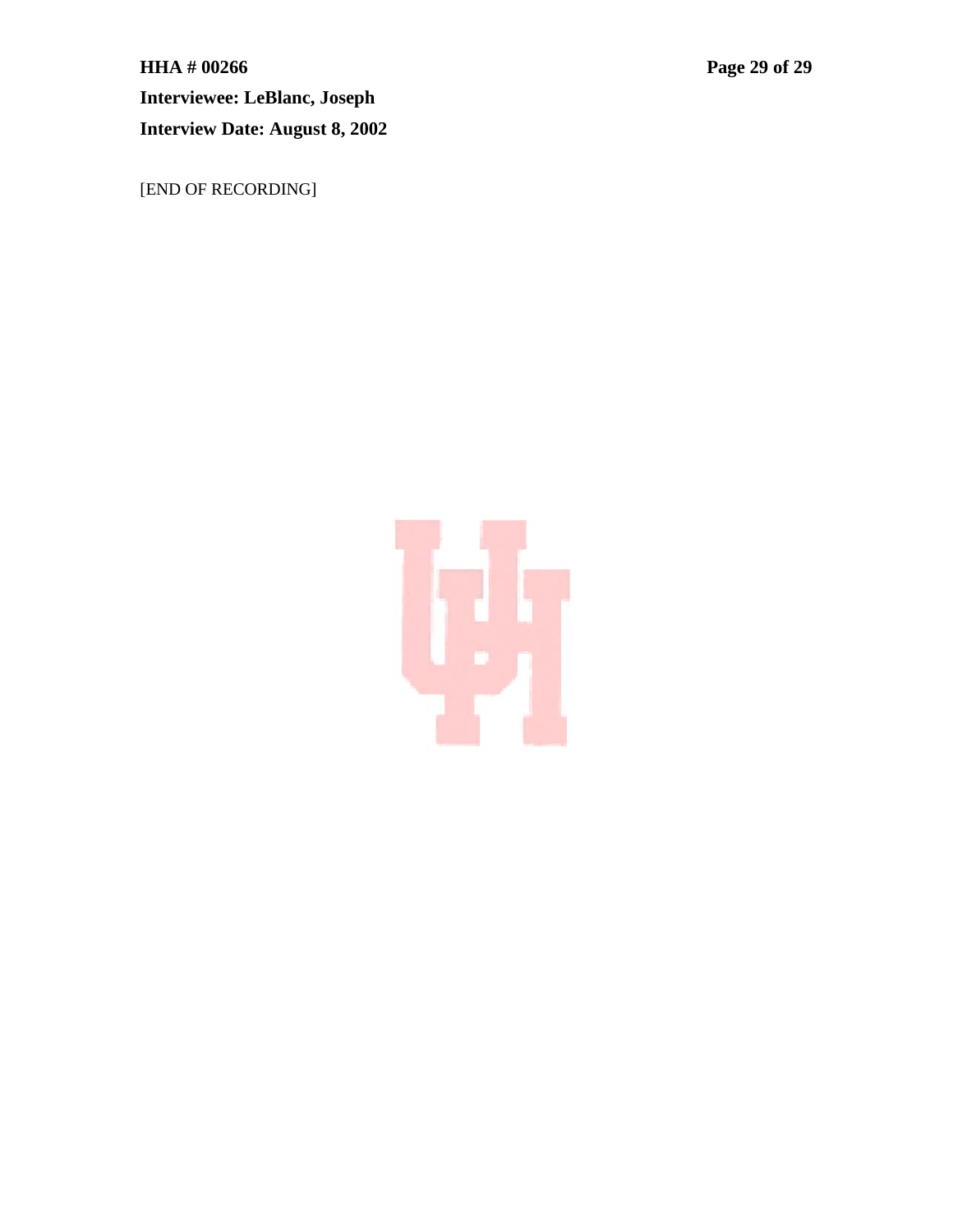[END OF RECORDING]